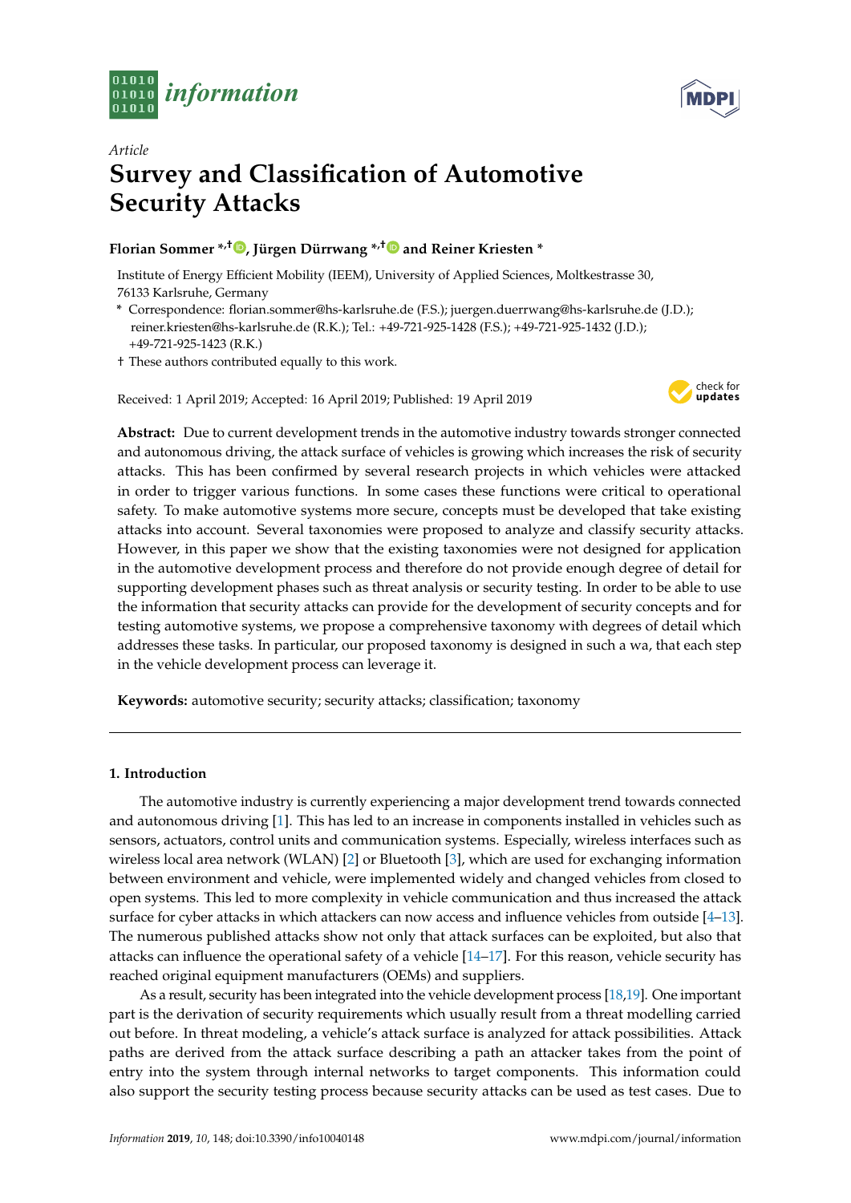*Article*

# Survey and Classification of Automotive Security Attacks

**Florian Sommer \*,†, Jürgen Dürrwang \*,† and Reiner Kriesten \***

Institute of Energy Efficient Mobility (IEEM), University of Applied Sciences, Moltkestrasse 30, 76133 Karlsruhe, Germany

\* Correspondence: florian.sommer@hs-karlsruhe.de (F.S.); juergen.duerrwang@hs-karlsruhe.de (J.D.); reiner.kriesten@hs-karlsruhe.de (R.K.); Tel.: +49-721-925-1428 (F.S.); +49-721-925-1432 (J.D.); +49-721-925-1423 (R.K.)

† These authors contributed equally to this work.

Received: 1 April 2019; Accepted: 16 April 2019; Published: 19 April 2019

**Abstract:** Due to current development trends in the automotive industry towards stronger connected and autonomous driving, the attack surface of vehicles is growing which increases the risk of security attacks. This has been confirmed by several research projects in which vehicles were attacked in order to trigger various functions. In some cases these functions were critical to operational safety. To make automotive systems more secure, concepts must be developed that take existing attacks into account. Several taxonomies were proposed to analyze and classify security attacks. However, in this paper we show that the existing taxonomies were not designed for application in the automotive development process and therefore do not provide enough degree of detail for supporting development phases such as threat analysis or security testing. In order to be able to use the information that security attacks can provide for the development of security concepts and for testing automotive systems, we propose a comprehensive taxonomy with degrees of detail which addresses these tasks. In particular, our proposed taxonomy is designed in such a wa, that each step in the vehicle development process can leverage it.

**Keywords:** automotive security; security attacks; classification; taxonomy

## 1. Introduction

The automotive industry is currently experiencing a major development trend towards connected and autonomous driving [1]. This has led to an increase in components installed in vehicles such as sensors, actuators, control units and communication systems. Especially, wireless interfaces such as wireless local area network (WLAN) [2] or Bluetooth [3], which are used for exchanging information between environment and vehicle, were implemented widely and changed vehicles from closed to open systems. This led to more complexity in vehicle communication and thus increased the attack surface for cyber attacks in which attackers can now access and influence vehicles from outside [4–13]. The numerous published attacks show not only that attack surfaces can be exploited, but also that attacks can influence the operational safety of a vehicle [14–17]. For this reason, vehicle security has reached original equipment manufacturers (OEMs) and suppliers.

As a result, security has been integrated into the vehicle development process [18,19]. One important part is the derivation of security requirements which usually result from a threat modelling carried out before. In threat modeling, a vehicle's attack surface is analyzed for attack possibilities. Attack paths are derived from the attack surface describing a path an attacker takes from the point of entry into the system through internal networks to target components. This information could also support the security testing process because security attacks can be used as test cases. Due to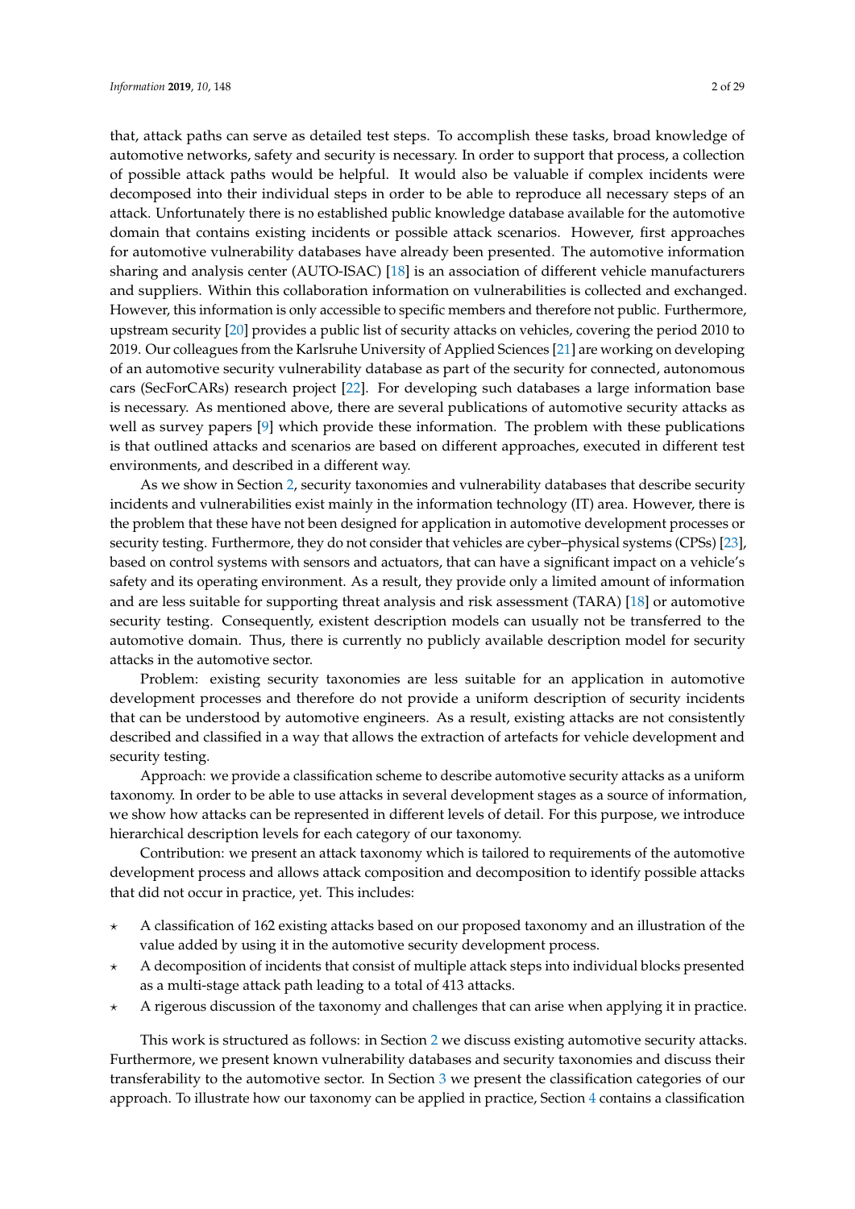that, attack paths can serve as detailed test steps. To accomplish these tasks, broad knowledge of automotive networks, safety and security is necessary. In order to support that process, a collection of possible attack paths would be helpful. It would also be valuable if complex incidents were decomposed into their individual steps in order to be able to reproduce all necessary steps of an attack. Unfortunately there is no established public knowledge database available for the automotive domain that contains existing incidents or possible attack scenarios. However, first approaches for automotive vulnerability databases have already been presented. The automotive information sharing and analysis center (AUTO-ISAC) [18] is an association of different vehicle manufacturers and suppliers. Within this collaboration information on vulnerabilities is collected and exchanged. However, this information is only accessible to specific members and therefore not public. Furthermore, upstream security [20] provides a public list of security attacks on vehicles, covering the period 2010 to 2019. Our colleagues from the Karlsruhe University of Applied Sciences [21] are working on developing of an automotive security vulnerability database as part of the security for connected, autonomous cars (SecForCARs) research project [22]. For developing such databases a large information base is necessary. As mentioned above, there are several publications of automotive security attacks as well as survey papers [9] which provide these information. The problem with these publications is that outlined attacks and scenarios are based on different approaches, executed in different test environments, and described in a different way.

As we show in Section 2, security taxonomies and vulnerability databases that describe security incidents and vulnerabilities exist mainly in the information technology (IT) area. However, there is the problem that these have not been designed for application in automotive development processes or security testing. Furthermore, they do not consider that vehicles are cyber–physical systems (CPSs) [23], based on control systems with sensors and actuators, that can have a significant impact on a vehicle's safety and its operating environment. As a result, they provide only a limited amount of information and are less suitable for supporting threat analysis and risk assessment (TARA) [18] or automotive security testing. Consequently, existent description models can usually not be transferred to the automotive domain. Thus, there is currently no publicly available description model for security attacks in the automotive sector.

Problem: existing security taxonomies are less suitable for an application in automotive development processes and therefore do not provide a uniform description of security incidents that can be understood by automotive engineers. As a result, existing attacks are not consistently described and classified in a way that allows the extraction of artefacts for vehicle development and security testing.

Approach: we provide a classification scheme to describe automotive security attacks as a uniform taxonomy. In order to be able to use attacks in several development stages as a source of information, we show how attacks can be represented in different levels of detail. For this purpose, we introduce hierarchical description levels for each category of our taxonomy.

Contribution: we present an attack taxonomy which is tailored to requirements of the automotive development process and allows attack composition and decomposition to identify possible attacks that did not occur in practice, yet. This includes:

- ⋆ A classification of 162 existing attacks based on our proposed taxonomy and an illustration of the value added by using it in the automotive security development process.
- ⋆ A decomposition of incidents that consist of multiple attack steps into individual blocks presented as a multi-stage attack path leading to a total of 413 attacks.
- ⋆ A rigerous discussion of the taxonomy and challenges that can arise when applying it in practice.

This work is structured as follows: in Section 2 we discuss existing automotive security attacks. Furthermore, we present known vulnerability databases and security taxonomies and discuss their transferability to the automotive sector. In Section 3 we present the classification categories of our approach. To illustrate how our taxonomy can be applied in practice, Section 4 contains a classification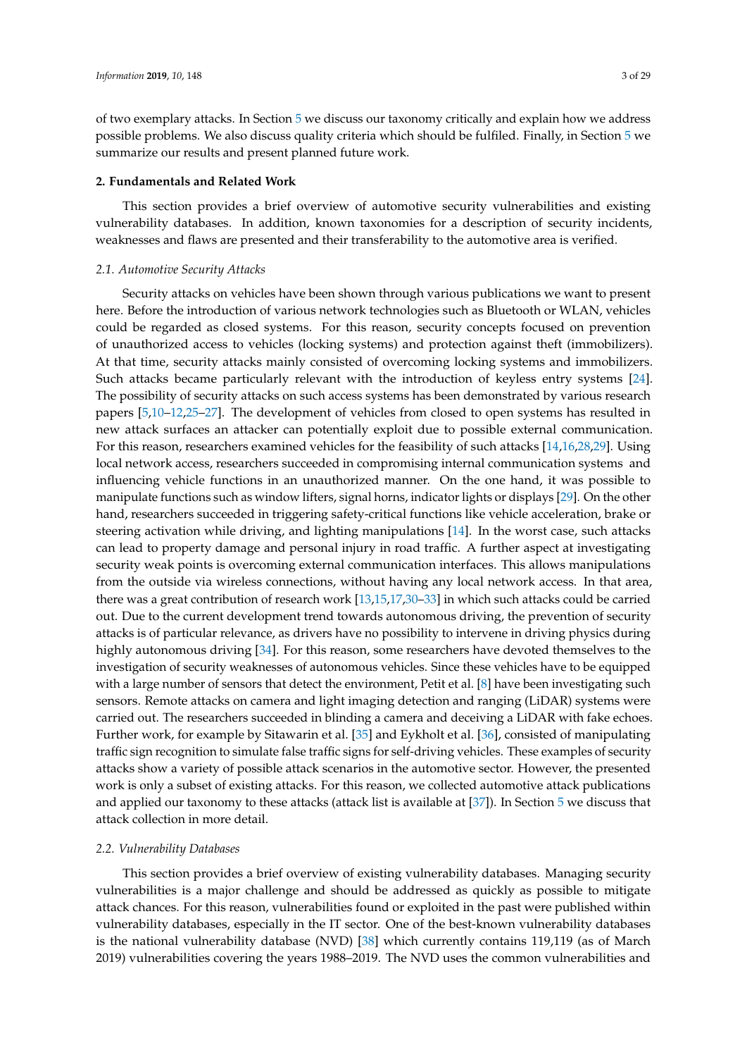of two exemplary attacks. In Section 5 we discuss our taxonomy critically and explain how we address possible problems. We also discuss quality criteria which should be fulfiled. Finally, in Section 5 we summarize our results and present planned future work.

## 2. Fundamentals and Related Work

This section provides a brief overview of automotive security vulnerabilities and existing vulnerability databases. In addition, known taxonomies for a description of security incidents, weaknesses and flaws are presented and their transferability to the automotive area is verified.

### *2.1. Automotive Security Attacks*

Security attacks on vehicles have been shown through various publications we want to present here. Before the introduction of various network technologies such as Bluetooth or WLAN, vehicles could be regarded as closed systems. For this reason, security concepts focused on prevention of unauthorized access to vehicles (locking systems) and protection against theft (immobilizers). At that time, security attacks mainly consisted of overcoming locking systems and immobilizers. Such attacks became particularly relevant with the introduction of keyless entry systems [24]. The possibility of security attacks on such access systems has been demonstrated by various research papers [5,10–12,25–27]. The development of vehicles from closed to open systems has resulted in new attack surfaces an attacker can potentially exploit due to possible external communication. For this reason, researchers examined vehicles for the feasibility of such attacks [14,16,28,29]. Using local network access, researchers succeeded in compromising internal communication systems and influencing vehicle functions in an unauthorized manner. On the one hand, it was possible to manipulate functions such as window lifters, signal horns, indicator lights or displays [29]. On the other hand, researchers succeeded in triggering safety-critical functions like vehicle acceleration, brake or steering activation while driving, and lighting manipulations [14]. In the worst case, such attacks can lead to property damage and personal injury in road traffic. A further aspect at investigating security weak points is overcoming external communication interfaces. This allows manipulations from the outside via wireless connections, without having any local network access. In that area, there was a great contribution of research work [13,15,17,30–33] in which such attacks could be carried out. Due to the current development trend towards autonomous driving, the prevention of security attacks is of particular relevance, as drivers have no possibility to intervene in driving physics during highly autonomous driving [34]. For this reason, some researchers have devoted themselves to the investigation of security weaknesses of autonomous vehicles. Since these vehicles have to be equipped with a large number of sensors that detect the environment, Petit et al. [8] have been investigating such sensors. Remote attacks on camera and light imaging detection and ranging (LiDAR) systems were carried out. The researchers succeeded in blinding a camera and deceiving a LiDAR with fake echoes. Further work, for example by Sitawarin et al. [35] and Eykholt et al. [36], consisted of manipulating traffic sign recognition to simulate false traffic signs for self-driving vehicles. These examples of security attacks show a variety of possible attack scenarios in the automotive sector. However, the presented work is only a subset of existing attacks. For this reason, we collected automotive attack publications and applied our taxonomy to these attacks (attack list is available at [37]). In Section 5 we discuss that attack collection in more detail.

### *2.2. Vulnerability Databases*

This section provides a brief overview of existing vulnerability databases. Managing security vulnerabilities is a major challenge and should be addressed as quickly as possible to mitigate attack chances. For this reason, vulnerabilities found or exploited in the past were published within vulnerability databases, especially in the IT sector. One of the best-known vulnerability databases is the national vulnerability database (NVD) [38] which currently contains 119,119 (as of March 2019) vulnerabilities covering the years 1988–2019. The NVD uses the common vulnerabilities and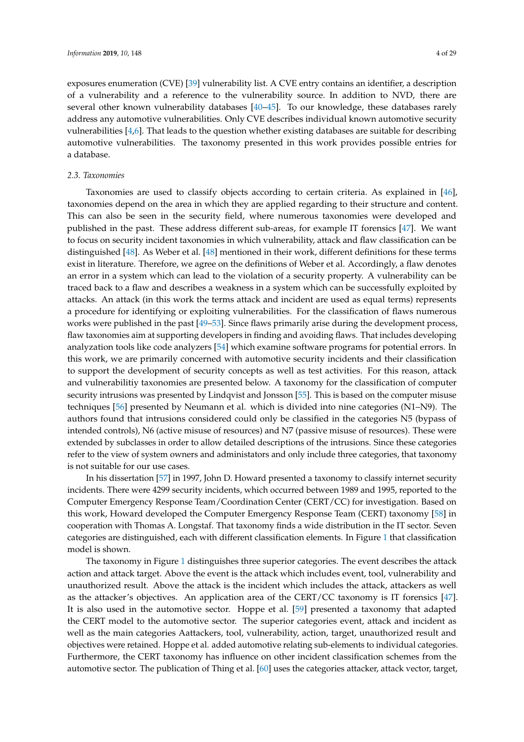exposures enumeration (CVE) [39] vulnerability list. A CVE entry contains an identifier, a description of a vulnerability and a reference to the vulnerability source. In addition to NVD, there are several other known vulnerability databases [40–45]. To our knowledge, these databases rarely address any automotive vulnerabilities. Only CVE describes individual known automotive security vulnerabilities [4,6]. That leads to the question whether existing databases are suitable for describing automotive vulnerabilities. The taxonomy presented in this work provides possible entries for a database.

### 2.3. Taxonomies

Taxonomies are used to classify objects according to certain criteria. As explained in [46], taxonomies depend on the area in which they are applied regarding to their structure and content. This can also be seen in the security field, where numerous taxonomies were developed and published in the past. These address different sub-areas, for example IT forensics [47]. We want to focus on security incident taxonomies in which vulnerability, attack and flaw classification can be distinguished [48]. As Weber et al. [48] mentioned in their work, different definitions for these terms exist in literature. Therefore, we agree on the definitions of Weber et al. Accordingly, a flaw denotes an error in a system which can lead to the violation of a security property. A vulnerability can be traced back to a flaw and describes a weakness in a system which can be successfully exploited by attacks. An attack (in this work the terms attack and incident are used as equal terms) represents a procedure for identifying or exploiting vulnerabilities. For the classification of flaws numerous works were published in the past [49–53]. Since flaws primarily arise during the development process, flaw taxonomies aim at supporting developers in finding and avoiding flaws. That includes developing analyzation tools like code analyzers [54] which examine software programs for potential errors. In this work, we are primarily concerned with automotive security incidents and their classification to support the development of security concepts as well as test activities. For this reason, attack and vulnerabilitiy taxonomies are presented below. A taxonomy for the classification of computer security intrusions was presented by Lindqvist and Jonsson [55]. This is based on the computer misuse techniques [56] presented by Neumann et al. which is divided into nine categories (N1–N9). The authors found that intrusions considered could only be classified in the categories N5 (bypass of intended controls), N6 (active misuse of resources) and N7 (passive misuse of resources). These were extended by subclasses in order to allow detailed descriptions of the intrusions. Since these categories refer to the view of system owners and administators and only include three categories, that taxonomy is not suitable for our use cases.

In his dissertation [57] in 1997, John D. Howard presented a taxonomy to classify internet security incidents. There were 4299 security incidents, which occurred between 1989 and 1995, reported to the Computer Emergency Response Team/Coordination Center (CERT/CC) for investigation. Based on this work, Howard developed the Computer Emergency Response Team (CERT) taxonomy [58] in cooperation with Thomas A. Longstaf. That taxonomy finds a wide distribution in the IT sector. Seven categories are distinguished, each with different classification elements. In Figure 1 that classification model is shown.

The taxonomy in Figure 1 distinguishes three superior categories. The event describes the attack action and attack target. Above the event is the attack which includes event, tool, vulnerability and unauthorized result. Above the attack is the incident which includes the attack, attackers as well as the attacker's objectives. An application area of the CERT/CC taxonomy is IT forensics [47]. It is also used in the automotive sector. Hoppe et al. [59] presented a taxonomy that adapted the CERT model to the automotive sector. The superior categories event, attack and incident as well as the main categories Aattackers, tool, vulnerability, action, target, unauthorized result and objectives were retained. Hoppe et al. added automotive relating sub-elements to individual categories. Furthermore, the CERT taxonomy has influence on other incident classification schemes from the automotive sector. The publication of Thing et al. [60] uses the categories attacker, attack vector, target,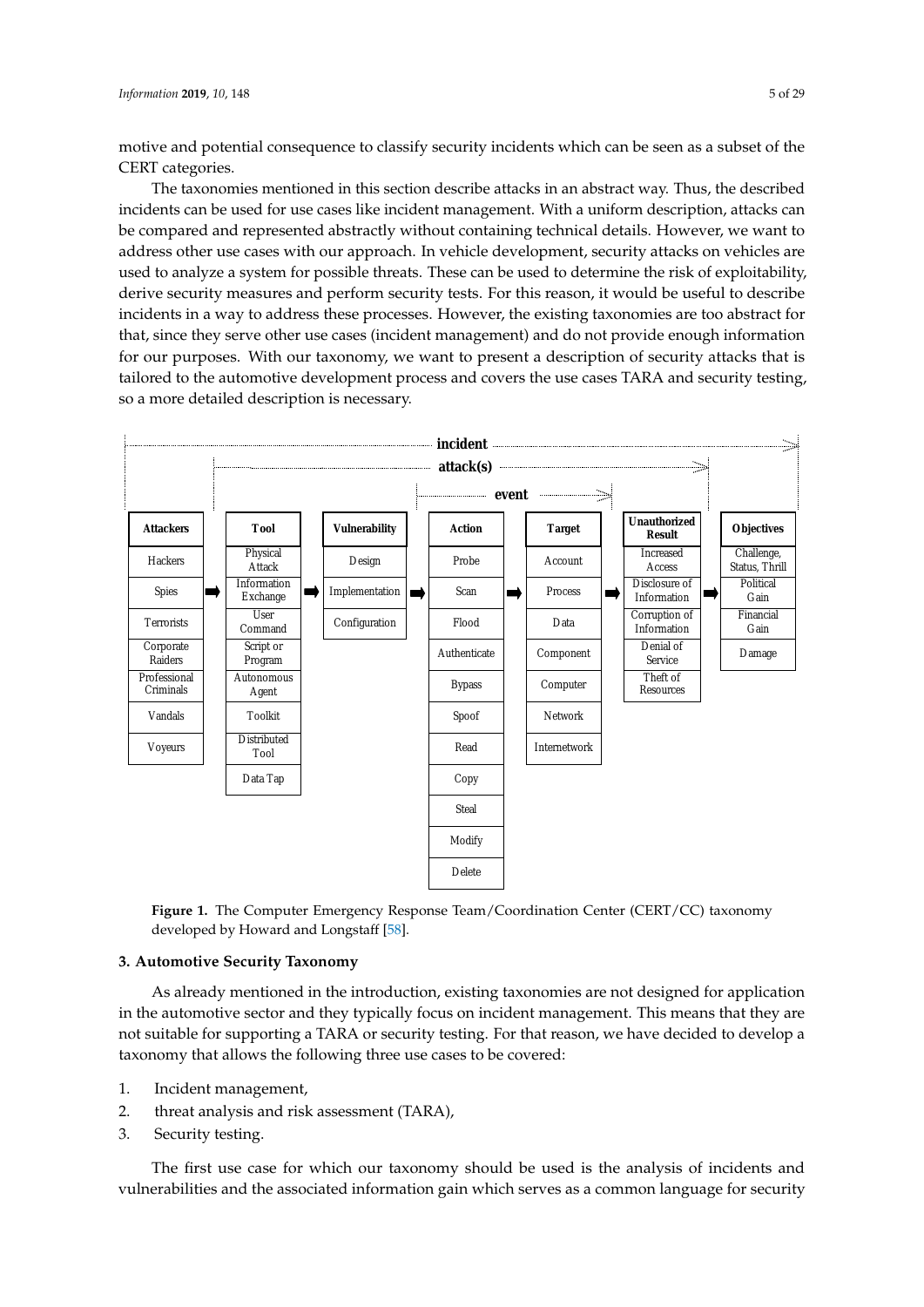motive and potential consequence to classify security incidents which can be seen as a subset of the CERT categories.

The taxonomies mentioned in this section describe attacks in an abstract way. Thus, the described incidents can be used for use cases like incident management. With a uniform description, attacks can be compared and represented abstractly without containing technical details. However, we want to address other use cases with our approach. In vehicle development, security attacks on vehicles are used to analyze a system for possible threats. These can be used to determine the risk of exploitability, derive security measures and perform security tests. For this reason, it would be useful to describe incidents in a way to address these processes. However, the existing taxonomies are too abstract for that, since they serve other use cases (incident management) and do not provide enough information for our purposes. With our taxonomy, we want to present a description of security attacks that is tailored to the automotive development process and covers the use cases TARA and security testing, so a more detailed description is necessary.

incident: Attackers → Objectives; attack(s): Tool → Unauthorized Result; event: Action → Target

| Attackers | Tool | Vulnerability | Action | Target | Unauthorized Result | Objectives |
|---|---|---|---|---|---|---|
| Hackers | Physical Attack | Design | Probe | Account | Increased Access | Challenge, Status, Thrill |
| Spies | Information Exchange | Implementation | Scan | Process | Disclosure of Information | Political Gain |
| Terrorists | User Command | Configuration | Flood | Data | Corruption of Information | Financial Gain |
| Corporate Raiders | Script or Program | | Authenticate | Component | Denial of Service | Damage |
| Professional Criminals | Autonomous Agent | | Bypass | Computer | Theft of Resources | |
| Vandals | Toolkit | | Spoof | Network | | |
| Voyeurs | Distributed Tool | | Read | Internetwork | | |
| | Data Tap | | Copy | | | |
| | | | Steal | | | |
| | | | Modify | | | |
| | | | Delete | | | |

**Figure 1.** The Computer Emergency Response Team/Coordination Center (CERT/CC) taxonomy developed by Howard and Longstaff [58].

## 3. Automotive Security Taxonomy

As already mentioned in the introduction, existing taxonomies are not designed for application in the automotive sector and they typically focus on incident management. This means that they are not suitable for supporting a TARA or security testing. For that reason, we have decided to develop a taxonomy that allows the following three use cases to be covered:

1. Incident management,
2. threat analysis and risk assessment (TARA),
3. Security testing.

The first use case for which our taxonomy should be used is the analysis of incidents and vulnerabilities and the associated information gain which serves as a common language for security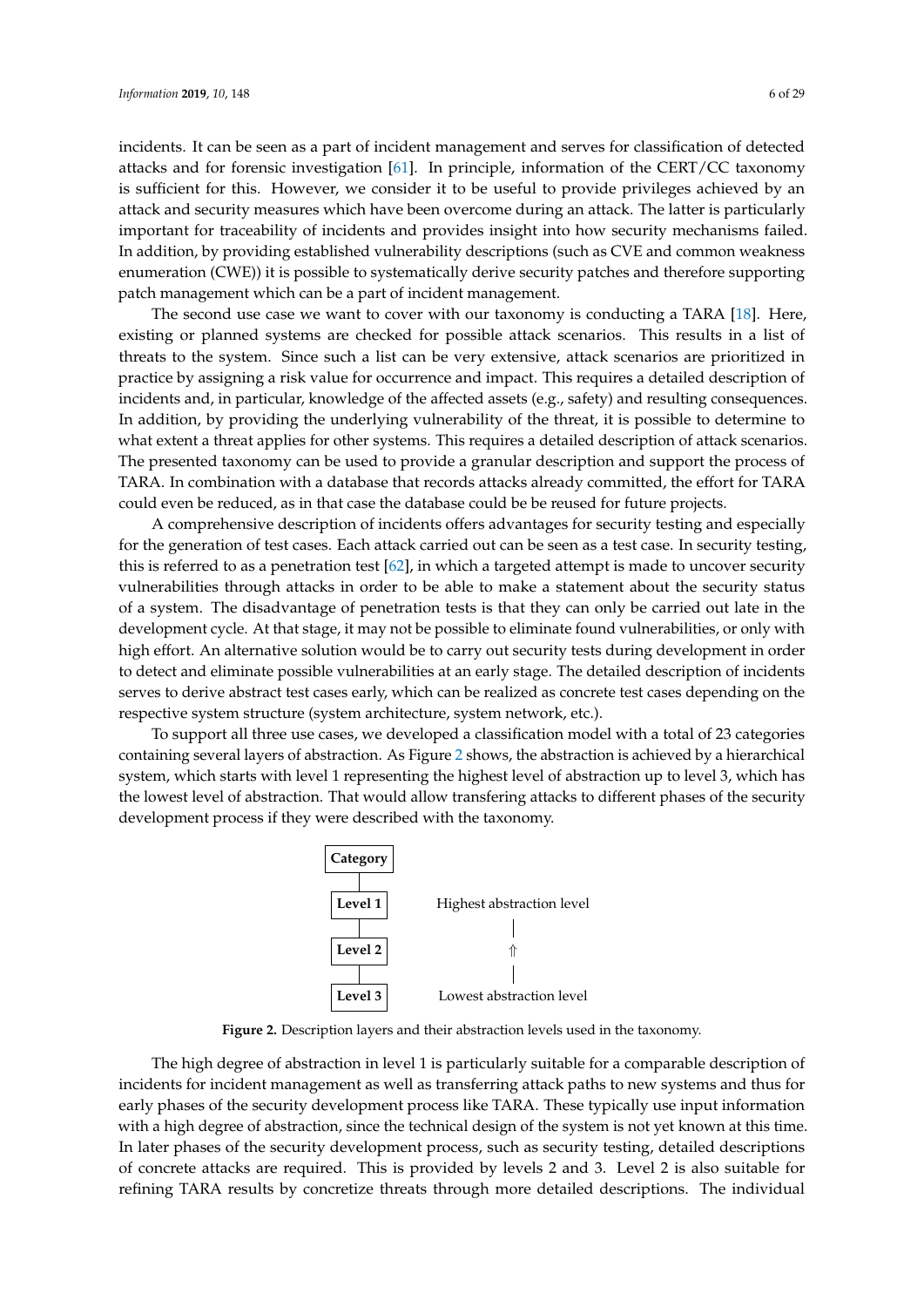incidents. It can be seen as a part of incident management and serves for classification of detected attacks and for forensic investigation [61]. In principle, information of the CERT/CC taxonomy is sufficient for this. However, we consider it to be useful to provide privileges achieved by an attack and security measures which have been overcome during an attack. The latter is particularly important for traceability of incidents and provides insight into how security mechanisms failed. In addition, by providing established vulnerability descriptions (such as CVE and common weakness enumeration (CWE)) it is possible to systematically derive security patches and therefore supporting patch management which can be a part of incident management.

The second use case we want to cover with our taxonomy is conducting a TARA [18]. Here, existing or planned systems are checked for possible attack scenarios. This results in a list of threats to the system. Since such a list can be very extensive, attack scenarios are prioritized in practice by assigning a risk value for occurrence and impact. This requires a detailed description of incidents and, in particular, knowledge of the affected assets (e.g., safety) and resulting consequences. In addition, by providing the underlying vulnerability of the threat, it is possible to determine to what extent a threat applies for other systems. This requires a detailed description of attack scenarios. The presented taxonomy can be used to provide a granular description and support the process of TARA. In combination with a database that records attacks already committed, the effort for TARA could even be reduced, as in that case the database could be be reused for future projects.

A comprehensive description of incidents offers advantages for security testing and especially for the generation of test cases. Each attack carried out can be seen as a test case. In security testing, this is referred to as a penetration test [62], in which a targeted attempt is made to uncover security vulnerabilities through attacks in order to be able to make a statement about the security status of a system. The disadvantage of penetration tests is that they can only be carried out late in the development cycle. At that stage, it may not be possible to eliminate found vulnerabilities, or only with high effort. An alternative solution would be to carry out security tests during development in order to detect and eliminate possible vulnerabilities at an early stage. The detailed description of incidents serves to derive abstract test cases early, which can be realized as concrete test cases depending on the respective system structure (system architecture, system network, etc.).

To support all three use cases, we developed a classification model with a total of 23 categories containing several layers of abstraction. As Figure 2 shows, the abstraction is achieved by a hierarchical system, which starts with level 1 representing the highest level of abstraction up to level 3, which has the lowest level of abstraction. That would allow transfering attacks to different phases of the security development process if they were described with the taxonomy.

| **Category** | |
|---|---|
| **Level 1** | Highest abstraction level |
| **Level 2** | ⇑ |
| **Level 3** | Lowest abstraction level |

**Figure 2.** Description layers and their abstraction levels used in the taxonomy.

The high degree of abstraction in level 1 is particularly suitable for a comparable description of incidents for incident management as well as transferring attack paths to new systems and thus for early phases of the security development process like TARA. These typically use input information with a high degree of abstraction, since the technical design of the system is not yet known at this time. In later phases of the security development process, such as security testing, detailed descriptions of concrete attacks are required. This is provided by levels 2 and 3. Level 2 is also suitable for refining TARA results by concretize threats through more detailed descriptions. The individual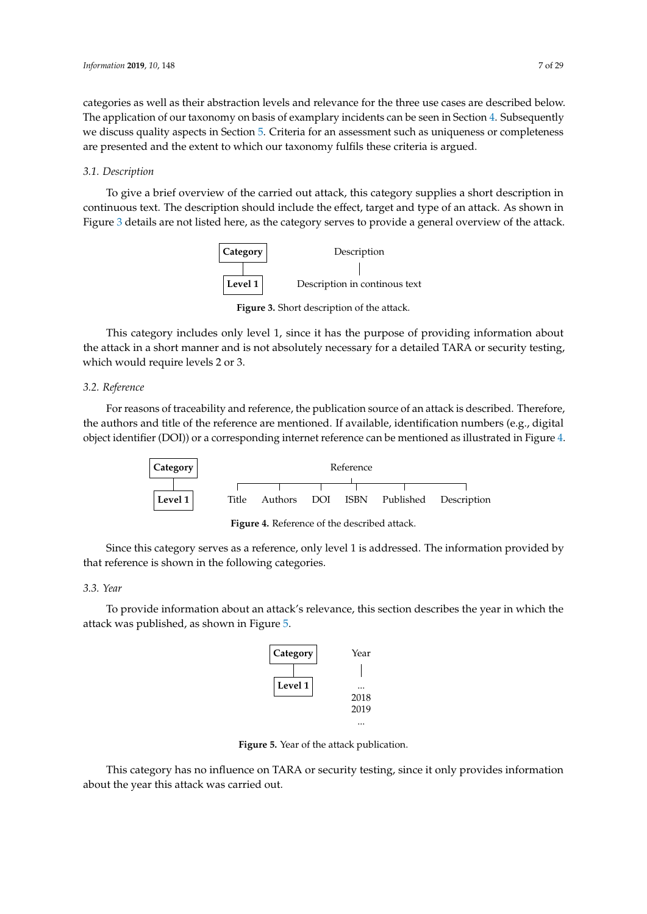categories as well as their abstraction levels and relevance for the three use cases are described below. The application of our taxonomy on basis of examplary incidents can be seen in Section 4. Subsequently we discuss quality aspects in Section 5. Criteria for an assessment such as uniqueness or completeness are presented and the extent to which our taxonomy fulfils these criteria is argued.

### 3.1. Description

To give a brief overview of the carried out attack, this category supplies a short description in continuous text. The description should include the effect, target and type of an attack. As shown in Figure 3 details are not listed here, as the category serves to provide a general overview of the attack.

| Category | Description |
|---|---|
| Level 1 | Description in continous text |

**Figure 3.** Short description of the attack.

This category includes only level 1, since it has the purpose of providing information about the attack in a short manner and is not absolutely necessary for a detailed TARA or security testing, which would require levels 2 or 3.

### 3.2. Reference

For reasons of traceability and reference, the publication source of an attack is described. Therefore, the authors and title of the reference are mentioned. If available, identification numbers (e.g., digital object identifier (DOI)) or a corresponding internet reference can be mentioned as illustrated in Figure 4.

| Category | Reference | | | | | |
|---|---|---|---|---|---|---|
| Level 1 | Title | Authors | DOI | ISBN | Published | Description |

**Figure 4.** Reference of the described attack.

Since this category serves as a reference, only level 1 is addressed. The information provided by that reference is shown in the following categories.

### 3.3. Year

To provide information about an attack's relevance, this section describes the year in which the attack was published, as shown in Figure 5.

| Category | Year |
|---|---|
| Level 1 | ... 2018 2019 ... |

**Figure 5.** Year of the attack publication.

This category has no influence on TARA or security testing, since it only provides information about the year this attack was carried out.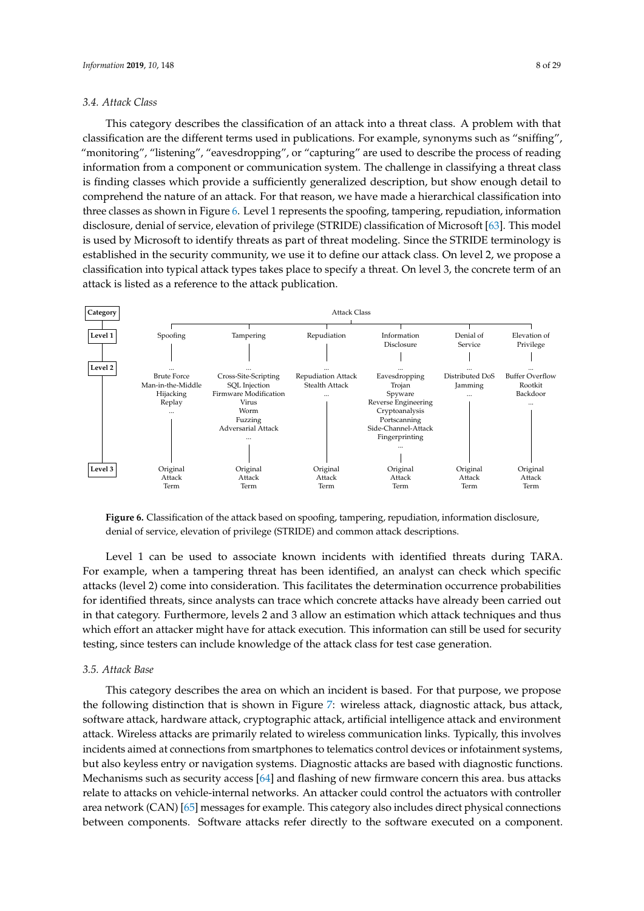### 3.4. Attack Class

This category describes the classification of an attack into a threat class. A problem with that classification are the different terms used in publications. For example, synonyms such as "sniffing", "monitoring", "listening", "eavesdropping", or "capturing" are used to describe the process of reading information from a component or communication system. The challenge in classifying a threat class is finding classes which provide a sufficiently generalized description, but show enough detail to comprehend the nature of an attack. For that reason, we have made a hierarchical classification into three classes as shown in Figure 6. Level 1 represents the spoofing, tampering, repudiation, information disclosure, denial of service, elevation of privilege (STRIDE) classification of Microsoft [63]. This model is used by Microsoft to identify threats as part of threat modeling. Since the STRIDE terminology is established in the security community, we use it to define our attack class. On level 2, we propose a classification into typical attack types takes place to specify a threat. On level 3, the concrete term of an attack is listed as a reference to the attack publication.

| Category | Attack Class | | | | | |
|---|---|---|---|---|---|---|
| Level 1 | Spoofing | Tampering | Repudiation | Information Disclosure | Denial of Service | Elevation of Privilege |
| Level 2 | ... Brute Force Man-in-the-Middle Hijacking Replay ... | ... Cross-Site-Scripting SQL Injection Firmware Modification Virus Worm Fuzzing Adversarial Attack ... | ... Repudiation Attack Stealth Attack ... | ... Eavesdropping Trojan Spyware Reverse Engineering Cryptoanalysis Portscanning Side-Channel-Attack Fingerprinting ... | ... Distributed DoS Jamming ... | ... Buffer Overflow Rootkit Backdoor ... |
| Level 3 | Original Attack Term | Original Attack Term | Original Attack Term | Original Attack Term | Original Attack Term | Original Attack Term |

**Figure 6.** Classification of the attack based on spoofing, tampering, repudiation, information disclosure, denial of service, elevation of privilege (STRIDE) and common attack descriptions.

Level 1 can be used to associate known incidents with identified threats during TARA. For example, when a tampering threat has been identified, an analyst can check which specific attacks (level 2) come into consideration. This facilitates the determination occurrence probabilities for identified threats, since analysts can trace which concrete attacks have already been carried out in that category. Furthermore, levels 2 and 3 allow an estimation which attack techniques and thus which effort an attacker might have for attack execution. This information can still be used for security testing, since testers can include knowledge of the attack class for test case generation.

### 3.5. Attack Base

This category describes the area on which an incident is based. For that purpose, we propose the following distinction that is shown in Figure 7: wireless attack, diagnostic attack, bus attack, software attack, hardware attack, cryptographic attack, artificial intelligence attack and environment attack. Wireless attacks are primarily related to wireless communication links. Typically, this involves incidents aimed at connections from smartphones to telematics control devices or infotainment systems, but also keyless entry or navigation systems. Diagnostic attacks are based with diagnostic functions. Mechanisms such as security access [64] and flashing of new firmware concern this area. bus attacks relate to attacks on vehicle-internal networks. An attacker could control the actuators with controller area network (CAN) [65] messages for example. This category also includes direct physical connections between components. Software attacks refer directly to the software executed on a component.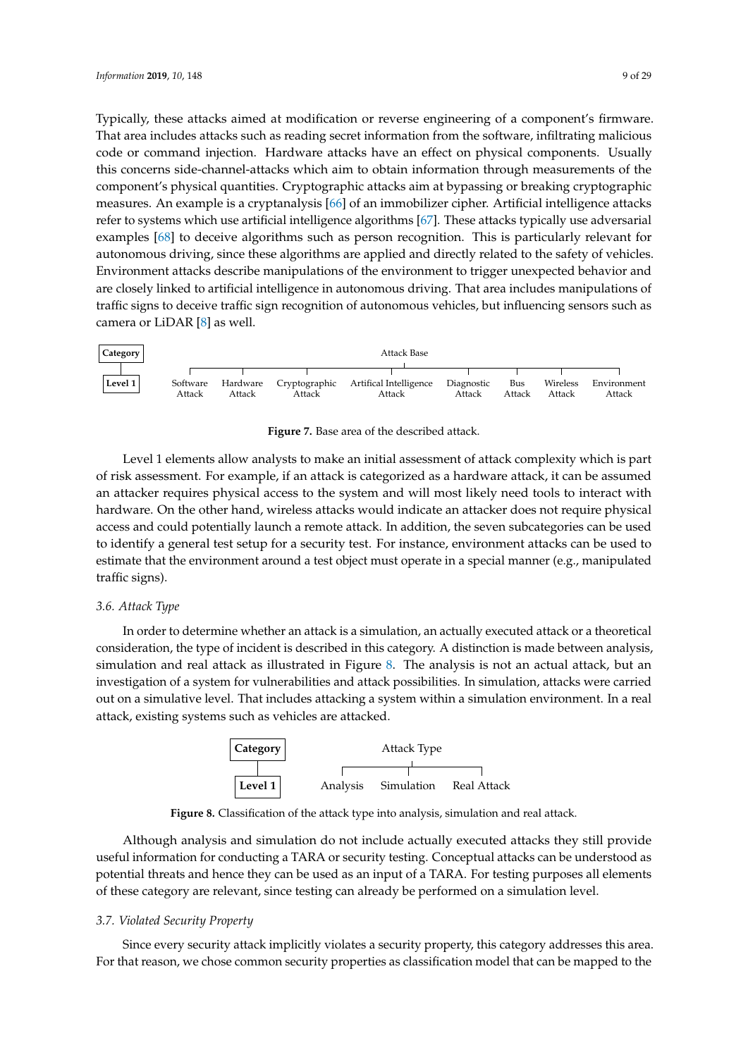Typically, these attacks aimed at modification or reverse engineering of a component's firmware. That area includes attacks such as reading secret information from the software, infiltrating malicious code or command injection. Hardware attacks have an effect on physical components. Usually this concerns side-channel-attacks which aim to obtain information through measurements of the component's physical quantities. Cryptographic attacks aim at bypassing or breaking cryptographic measures. An example is a cryptanalysis [66] of an immobilizer cipher. Artificial intelligence attacks refer to systems which use artificial intelligence algorithms [67]. These attacks typically use adversarial examples [68] to deceive algorithms such as person recognition. This is particularly relevant for autonomous driving, since these algorithms are applied and directly related to the safety of vehicles. Environment attacks describe manipulations of the environment to trigger unexpected behavior and are closely linked to artificial intelligence in autonomous driving. That area includes manipulations of traffic signs to deceive traffic sign recognition of autonomous vehicles, but influencing sensors such as camera or LiDAR [8] as well.

| Category | Attack Base | | | | | | | |
|---|---|---|---|---|---|---|---|---|
| Level 1 | Software Attack | Hardware Attack | Cryptographic Attack | Artifical Intelligence Attack | Diagnostic Attack | Bus Attack | Wireless Attack | Environment Attack |

**Figure 7.** Base area of the described attack.

Level 1 elements allow analysts to make an initial assessment of attack complexity which is part of risk assessment. For example, if an attack is categorized as a hardware attack, it can be assumed an attacker requires physical access to the system and will most likely need tools to interact with hardware. On the other hand, wireless attacks would indicate an attacker does not require physical access and could potentially launch a remote attack. In addition, the seven subcategories can be used to identify a general test setup for a security test. For instance, environment attacks can be used to estimate that the environment around a test object must operate in a special manner (e.g., manipulated traffic signs).

### 3.6. Attack Type

In order to determine whether an attack is a simulation, an actually executed attack or a theoretical consideration, the type of incident is described in this category. A distinction is made between analysis, simulation and real attack as illustrated in Figure 8. The analysis is not an actual attack, but an investigation of a system for vulnerabilities and attack possibilities. In simulation, attacks were carried out on a simulative level. That includes attacking a system within a simulation environment. In a real attack, existing systems such as vehicles are attacked.

| Category | Attack Type | | |
|---|---|---|---|
| Level 1 | Analysis | Simulation | Real Attack |

**Figure 8.** Classification of the attack type into analysis, simulation and real attack.

Although analysis and simulation do not include actually executed attacks they still provide useful information for conducting a TARA or security testing. Conceptual attacks can be understood as potential threats and hence they can be used as an input of a TARA. For testing purposes all elements of these category are relevant, since testing can already be performed on a simulation level.

### 3.7. Violated Security Property

Since every security attack implicitly violates a security property, this category addresses this area. For that reason, we chose common security properties as classification model that can be mapped to the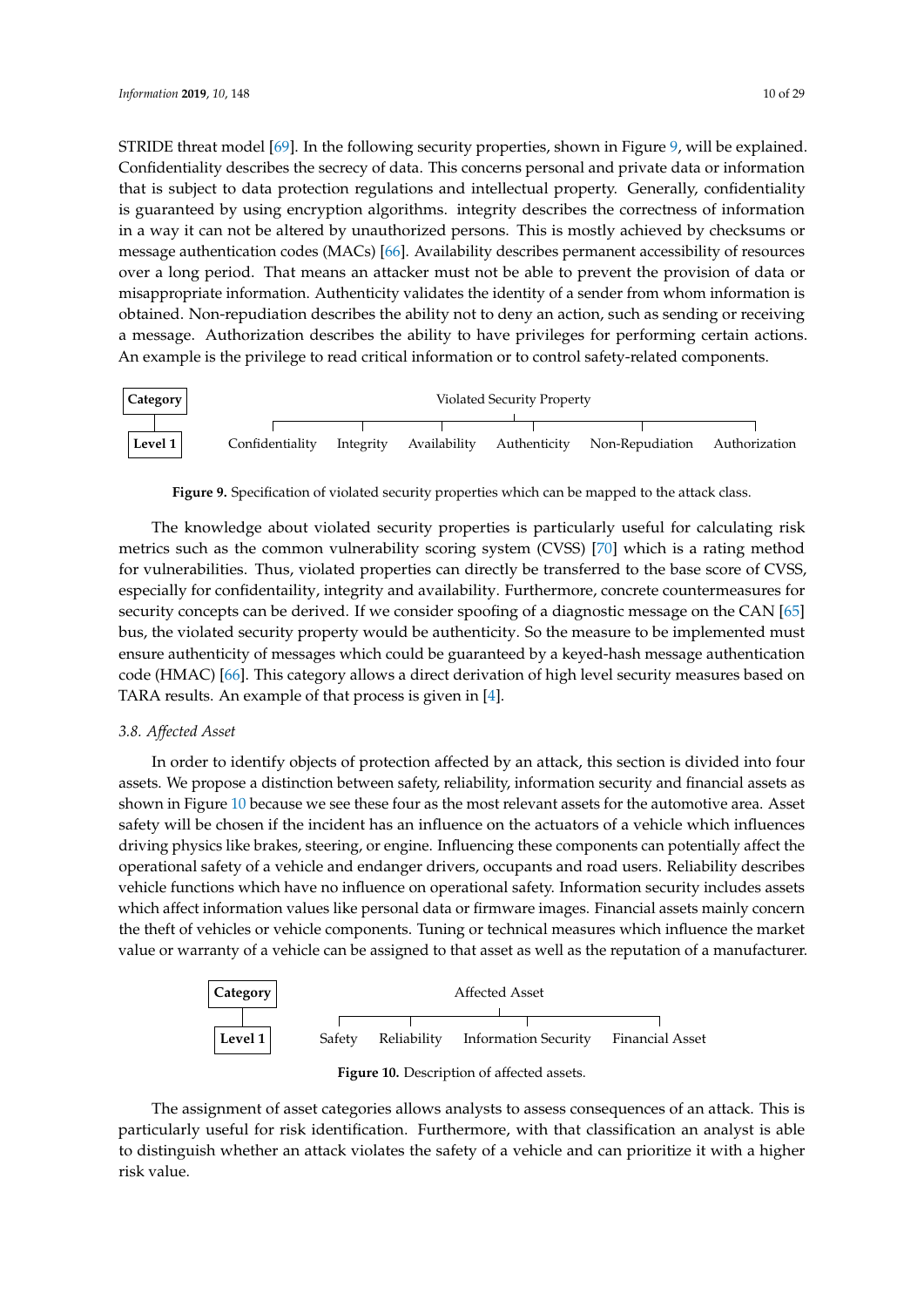STRIDE threat model [69]. In the following security properties, shown in Figure 9, will be explained. Confidentiality describes the secrecy of data. This concerns personal and private data or information that is subject to data protection regulations and intellectual property. Generally, confidentiality is guaranteed by using encryption algorithms. integrity describes the correctness of information in a way it can not be altered by unauthorized persons. This is mostly achieved by checksums or message authentication codes (MACs) [66]. Availability describes permanent accessibility of resources over a long period. That means an attacker must not be able to prevent the provision of data or misappropriate information. Authenticity validates the identity of a sender from whom information is obtained. Non-repudiation describes the ability not to deny an action, such as sending or receiving a message. Authorization describes the ability to have privileges for performing certain actions. An example is the privilege to read critical information or to control safety-related components.

| Category | Violated Security Property | | | | | |
|---|---|---|---|---|---|---|
| Level 1 | Confidentiality | Integrity | Availability | Authenticity | Non-Repudiation | Authorization |

**Figure 9.** Specification of violated security properties which can be mapped to the attack class.

The knowledge about violated security properties is particularly useful for calculating risk metrics such as the common vulnerability scoring system (CVSS) [70] which is a rating method for vulnerabilities. Thus, violated properties can directly be transferred to the base score of CVSS, especially for confidentaility, integrity and availability. Furthermore, concrete countermeasures for security concepts can be derived. If we consider spoofing of a diagnostic message on the CAN [65] bus, the violated security property would be authenticity. So the measure to be implemented must ensure authenticity of messages which could be guaranteed by a keyed-hash message authentication code (HMAC) [66]. This category allows a direct derivation of high level security measures based on TARA results. An example of that process is given in [4].

### 3.8. Affected Asset

In order to identify objects of protection affected by an attack, this section is divided into four assets. We propose a distinction between safety, reliability, information security and financial assets as shown in Figure 10 because we see these four as the most relevant assets for the automotive area. Asset safety will be chosen if the incident has an influence on the actuators of a vehicle which influences driving physics like brakes, steering, or engine. Influencing these components can potentially affect the operational safety of a vehicle and endanger drivers, occupants and road users. Reliability describes vehicle functions which have no influence on operational safety. Information security includes assets which affect information values like personal data or firmware images. Financial assets mainly concern the theft of vehicles or vehicle components. Tuning or technical measures which influence the market value or warranty of a vehicle can be assigned to that asset as well as the reputation of a manufacturer.

| Category | Affected Asset | | | |
|---|---|---|---|---|
| Level 1 | Safety | Reliability | Information Security | Financial Asset |

**Figure 10.** Description of affected assets.

The assignment of asset categories allows analysts to assess consequences of an attack. This is particularly useful for risk identification. Furthermore, with that classification an analyst is able to distinguish whether an attack violates the safety of a vehicle and can prioritize it with a higher risk value.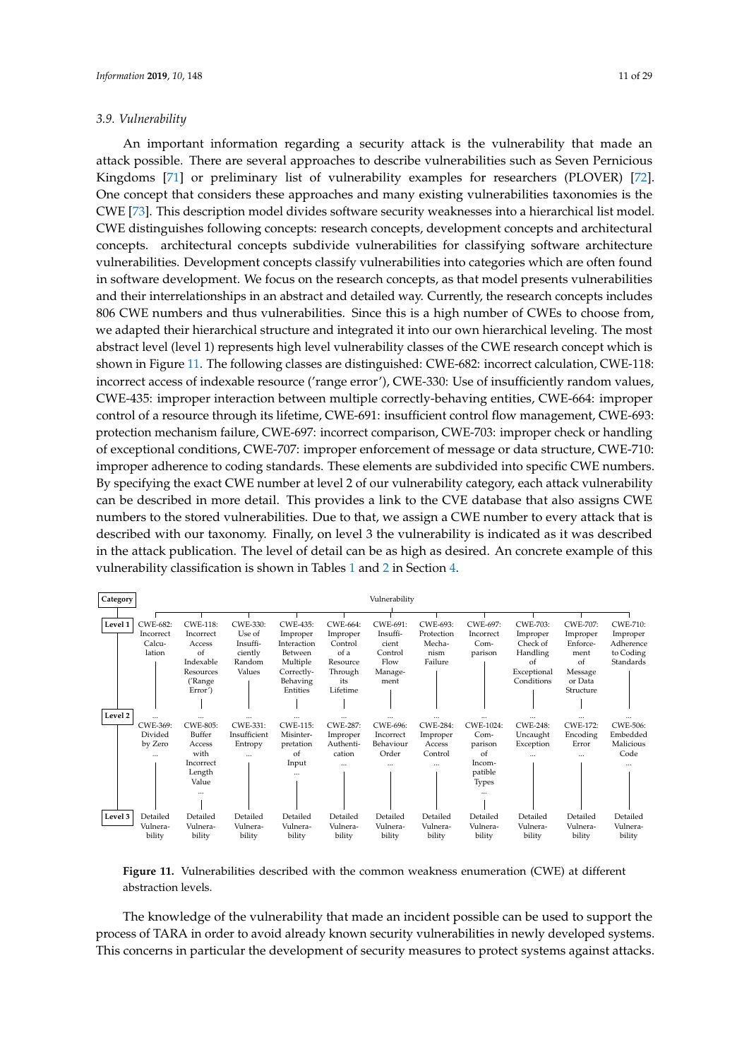### 3.9. Vulnerability

An important information regarding a security attack is the vulnerability that made an attack possible. There are several approaches to describe vulnerabilities such as Seven Pernicious Kingdoms [71] or preliminary list of vulnerability examples for researchers (PLOVER) [72]. One concept that considers these approaches and many existing vulnerabilities taxonomies is the CWE [73]. This description model divides software security weaknesses into a hierarchical list model. CWE distinguishes following concepts: research concepts, development concepts and architectural concepts. architectural concepts subdivide vulnerabilities for classifying software architecture vulnerabilities. Development concepts classify vulnerabilities into categories which are often found in software development. We focus on the research concepts, as that model presents vulnerabilities and their interrelationships in an abstract and detailed way. Currently, the research concepts includes 806 CWE numbers and thus vulnerabilities. Since this is a high number of CWEs to choose from, we adapted their hierarchical structure and integrated it into our own hierarchical leveling. The most abstract level (level 1) represents high level vulnerability classes of the CWE research concept which is shown in Figure 11. The following classes are distinguished: CWE-682: incorrect calculation, CWE-118: incorrect access of indexable resource ('range error'), CWE-330: Use of insufficiently random values, CWE-435: improper interaction between multiple correctly-behaving entities, CWE-664: improper control of a resource through its lifetime, CWE-691: insufficient control flow management, CWE-693: protection mechanism failure, CWE-697: incorrect comparison, CWE-703: improper check or handling of exceptional conditions, CWE-707: improper enforcement of message or data structure, CWE-710: improper adherence to coding standards. These elements are subdivided into specific CWE numbers. By specifying the exact CWE number at level 2 of our vulnerability category, each attack vulnerability can be described in more detail. This provides a link to the CVE database that also assigns CWE numbers to the stored vulnerabilities. Due to that, we assign a CWE number to every attack that is described with our taxonomy. Finally, on level 3 the vulnerability is indicated as it was described in the attack publication. The level of detail can be as high as desired. An concrete example of this vulnerability classification is shown in Tables 1 and 2 in Section 4.

| Category | Vulnerability | | | | | | | | | | |
|---|---|---|---|---|---|---|---|---|---|---|---|
| Level 1 | CWE-682: Incorrect Calculation | CWE-118: Incorrect Access of Indexable Resources ('Range Error') | CWE-330: Use of Insufficiently Random Values | CWE-435: Improper Interaction Between Multiple Correctly-Behaving Entities | CWE-664: Improper Control of a Resource Through its Lifetime | CWE-691: Insufficient Control Flow Management | CWE-693: Protection Mechanism Failure | CWE-697: Incorrect Comparison | CWE-703: Improper Check of Handling of Exceptional Conditions | CWE-707: Improper Enforcement of Message or Data Structure | CWE-710: Improper Adherence to Coding Standards |
| Level 2 | ... CWE-369: Divided by Zero ... | ... CWE-805: Buffer Access with Incorrect Length Value ... | ... CWE-331: Insufficient Entropy ... | ... CWE-115: Misinterpretation of Input ... | ... CWE-287: Improper Authentication ... | ... CWE-696: Incorrect Behaviour Order ... | ... CWE-284: Improper Access Control ... | ... CWE-1024: Comparison of Incompatible Types ... | ... CWE-248: Uncaught Exception ... | ... CWE-172: Encoding Error ... | ... CWE-506: Embedded Malicious Code ... |
| Level 3 | Detailed Vulnerability | Detailed Vulnerability | Detailed Vulnerability | Detailed Vulnerability | Detailed Vulnerability | Detailed Vulnerability | Detailed Vulnerability | Detailed Vulnerability | Detailed Vulnerability | Detailed Vulnerability | Detailed Vulnerability |

**Figure 11.** Vulnerabilities described with the common weakness enumeration (CWE) at different abstraction levels.

The knowledge of the vulnerability that made an incident possible can be used to support the process of TARA in order to avoid already known security vulnerabilities in newly developed systems. This concerns in particular the development of security measures to protect systems against attacks.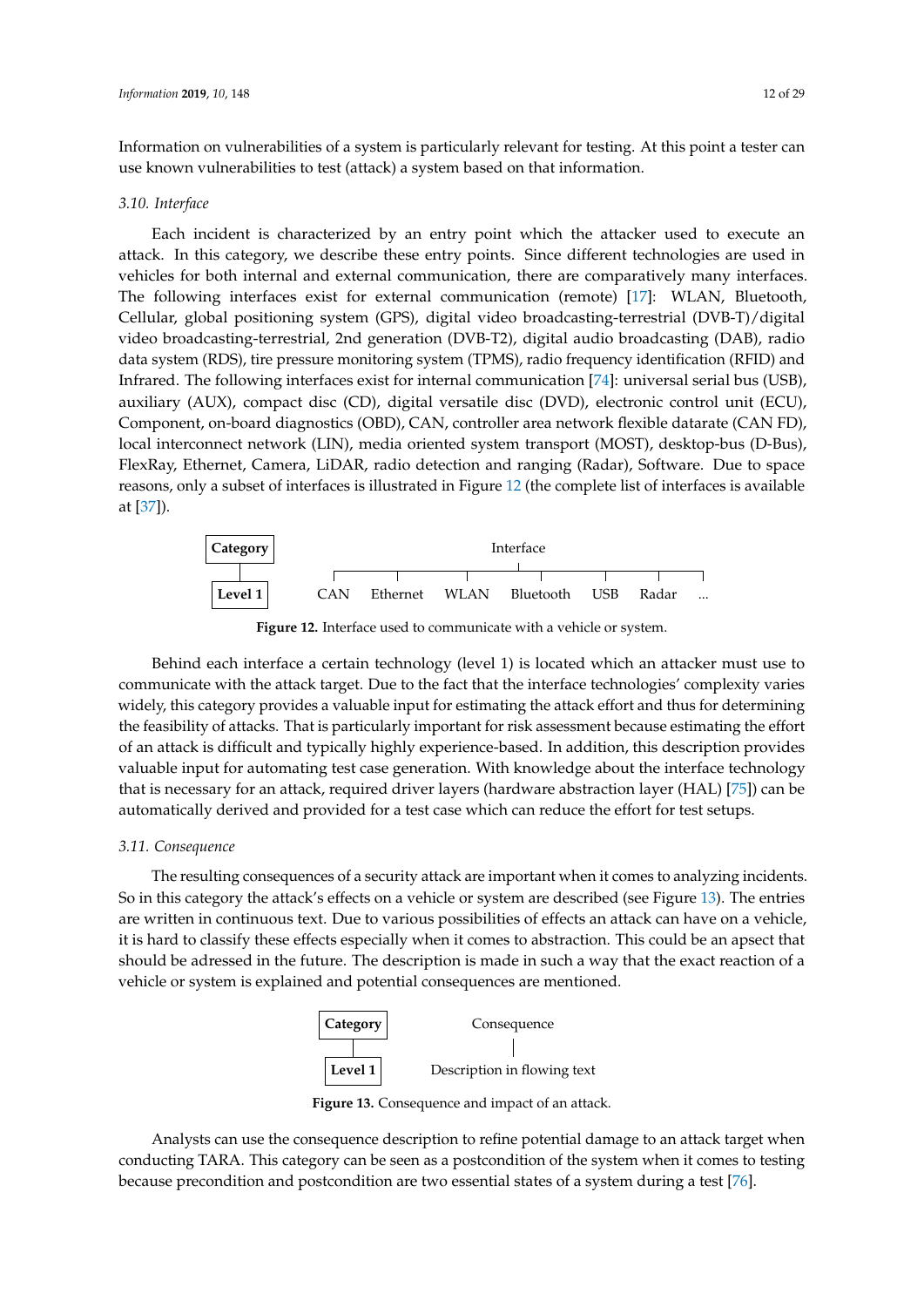Information on vulnerabilities of a system is particularly relevant for testing. At this point a tester can use known vulnerabilities to test (attack) a system based on that information.

### 3.10. Interface

Each incident is characterized by an entry point which the attacker used to execute an attack. In this category, we describe these entry points. Since different technologies are used in vehicles for both internal and external communication, there are comparatively many interfaces. The following interfaces exist for external communication (remote) [17]: WLAN, Bluetooth, Cellular, global positioning system (GPS), digital video broadcasting-terrestrial (DVB-T)/digital video broadcasting-terrestrial, 2nd generation (DVB-T2), digital audio broadcasting (DAB), radio data system (RDS), tire pressure monitoring system (TPMS), radio frequency identification (RFID) and Infrared. The following interfaces exist for internal communication [74]: universal serial bus (USB), auxiliary (AUX), compact disc (CD), digital versatile disc (DVD), electronic control unit (ECU), Component, on-board diagnostics (OBD), CAN, controller area network flexible datarate (CAN FD), local interconnect network (LIN), media oriented system transport (MOST), desktop-bus (D-Bus), FlexRay, Ethernet, Camera, LiDAR, radio detection and ranging (Radar), Software. Due to space reasons, only a subset of interfaces is illustrated in Figure 12 (the complete list of interfaces is available at [37]).

| **Category** | Interface |
|---|---|
| **Level 1** | CAN, Ethernet, WLAN, Bluetooth, USB, Radar, ... |

**Figure 12.** Interface used to communicate with a vehicle or system.

Behind each interface a certain technology (level 1) is located which an attacker must use to communicate with the attack target. Due to the fact that the interface technologies' complexity varies widely, this category provides a valuable input for estimating the attack effort and thus for determining the feasibility of attacks. That is particularly important for risk assessment because estimating the effort of an attack is difficult and typically highly experience-based. In addition, this description provides valuable input for automating test case generation. With knowledge about the interface technology that is necessary for an attack, required driver layers (hardware abstraction layer (HAL) [75]) can be automatically derived and provided for a test case which can reduce the effort for test setups.

### 3.11. Consequence

The resulting consequences of a security attack are important when it comes to analyzing incidents. So in this category the attack's effects on a vehicle or system are described (see Figure 13). The entries are written in continuous text. Due to various possibilities of effects an attack can have on a vehicle, it is hard to classify these effects especially when it comes to abstraction. This could be an apsect that should be adressed in the future. The description is made in such a way that the exact reaction of a vehicle or system is explained and potential consequences are mentioned.

| **Category** | Consequence |
|---|---|
| **Level 1** | Description in flowing text |

**Figure 13.** Consequence and impact of an attack.

Analysts can use the consequence description to refine potential damage to an attack target when conducting TARA. This category can be seen as a postcondition of the system when it comes to testing because precondition and postcondition are two essential states of a system during a test [76].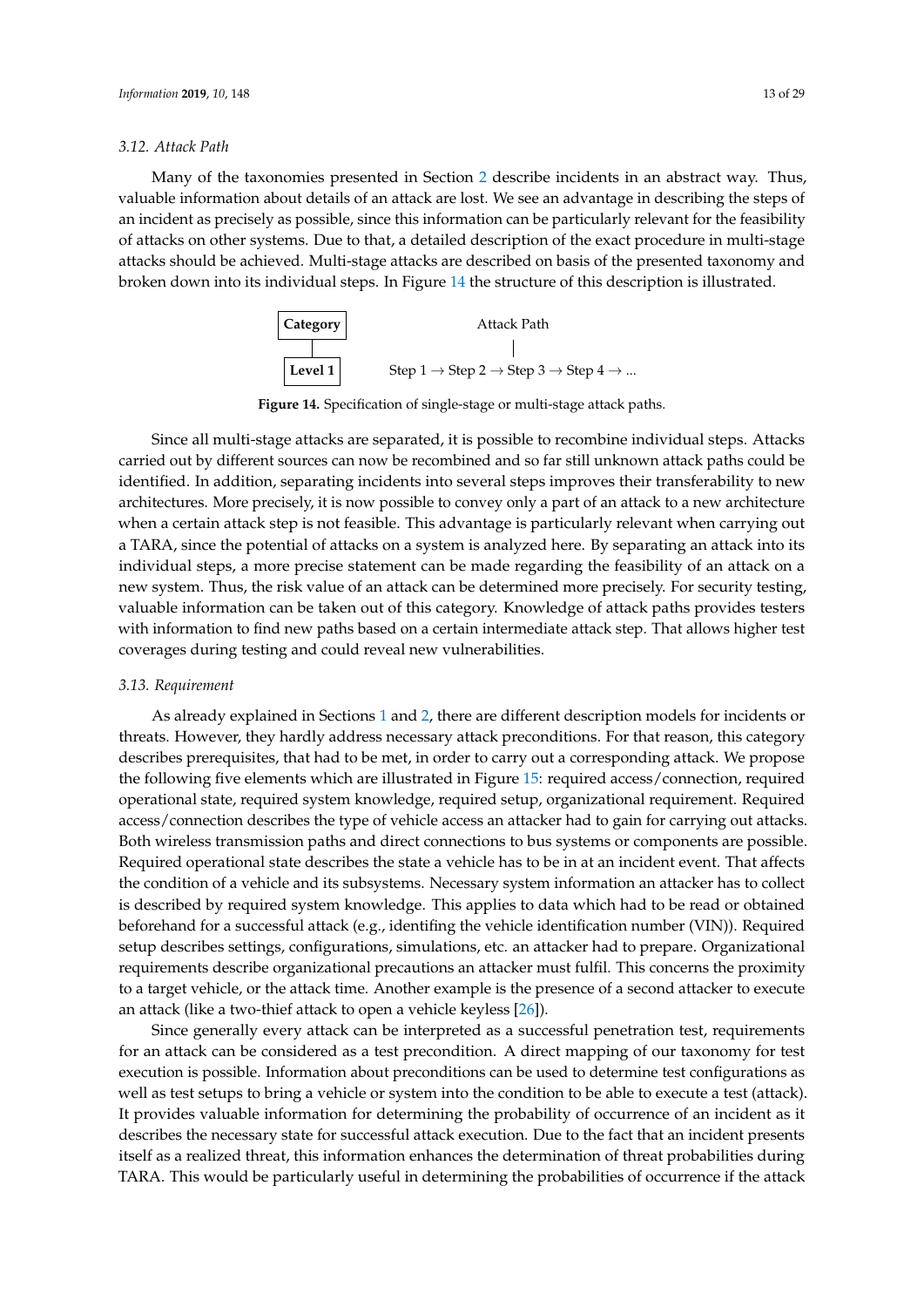### 3.12. Attack Path

Many of the taxonomies presented in Section 2 describe incidents in an abstract way. Thus, valuable information about details of an attack are lost. We see an advantage in describing the steps of an incident as precisely as possible, since this information can be particularly relevant for the feasibility of attacks on other systems. Due to that, a detailed description of the exact procedure in multi-stage attacks should be achieved. Multi-stage attacks are described on basis of the presented taxonomy and broken down into its individual steps. In Figure 14 the structure of this description is illustrated.

| **Category** | Attack Path |
| --- | --- |
| **Level 1** | Step 1 → Step 2 → Step 3 → Step 4 → ... |

**Figure 14.** Specification of single-stage or multi-stage attack paths.

Since all multi-stage attacks are separated, it is possible to recombine individual steps. Attacks carried out by different sources can now be recombined and so far still unknown attack paths could be identified. In addition, separating incidents into several steps improves their transferability to new architectures. More precisely, it is now possible to convey only a part of an attack to a new architecture when a certain attack step is not feasible. This advantage is particularly relevant when carrying out a TARA, since the potential of attacks on a system is analyzed here. By separating an attack into its individual steps, a more precise statement can be made regarding the feasibility of an attack on a new system. Thus, the risk value of an attack can be determined more precisely. For security testing, valuable information can be taken out of this category. Knowledge of attack paths provides testers with information to find new paths based on a certain intermediate attack step. That allows higher test coverages during testing and could reveal new vulnerabilities.

### 3.13. Requirement

As already explained in Sections 1 and 2, there are different description models for incidents or threats. However, they hardly address necessary attack preconditions. For that reason, this category describes prerequisites, that had to be met, in order to carry out a corresponding attack. We propose the following five elements which are illustrated in Figure 15: required access/connection, required operational state, required system knowledge, required setup, organizational requirement. Required access/connection describes the type of vehicle access an attacker had to gain for carrying out attacks. Both wireless transmission paths and direct connections to bus systems or components are possible. Required operational state describes the state a vehicle has to be in at an incident event. That affects the condition of a vehicle and its subsystems. Necessary system information an attacker has to collect is described by required system knowledge. This applies to data which had to be read or obtained beforehand for a successful attack (e.g., identifing the vehicle identification number (VIN)). Required setup describes settings, configurations, simulations, etc. an attacker had to prepare. Organizational requirements describe organizational precautions an attacker must fulfil. This concerns the proximity to a target vehicle, or the attack time. Another example is the presence of a second attacker to execute an attack (like a two-thief attack to open a vehicle keyless [26]).

Since generally every attack can be interpreted as a successful penetration test, requirements for an attack can be considered as a test precondition. A direct mapping of our taxonomy for test execution is possible. Information about preconditions can be used to determine test configurations as well as test setups to bring a vehicle or system into the condition to be able to execute a test (attack). It provides valuable information for determining the probability of occurrence of an incident as it describes the necessary state for successful attack execution. Due to the fact that an incident presents itself as a realized threat, this information enhances the determination of threat probabilities during TARA. This would be particularly useful in determining the probabilities of occurrence if the attack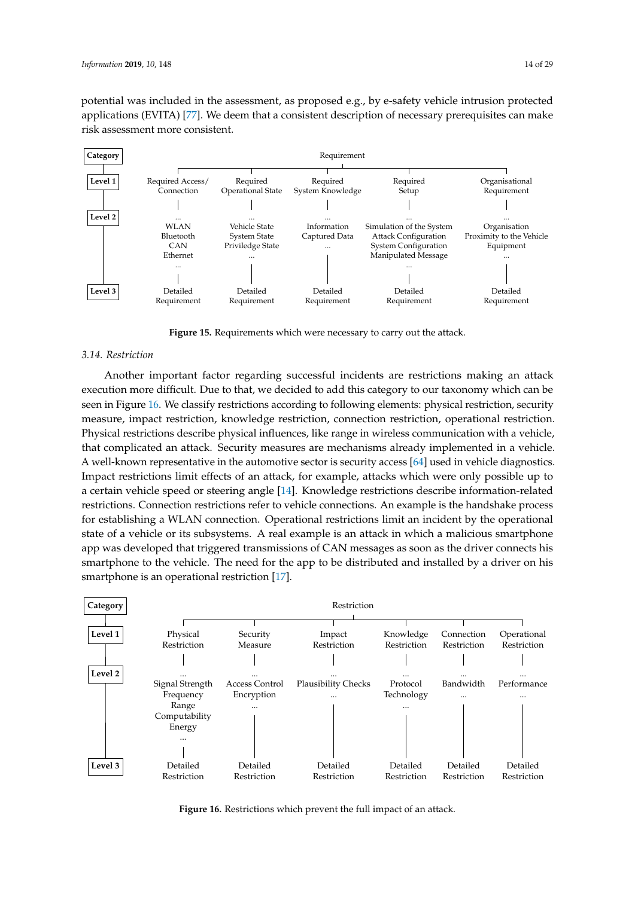potential was included in the assessment, as proposed e.g., by e-safety vehicle intrusion protected applications (EVITA) [77]. We deem that a consistent description of necessary prerequisites can make risk assessment more consistent.

| Category | Requirement | | | | |
|---|---|---|---|---|---|
| Level 1 | Required Access/ Connection | Required Operational State | Required System Knowledge | Required Setup | Organisational Requirement |
| Level 2 | ... WLAN Bluetooth CAN Ethernet ... | ... Vehicle State System State Priviledge State ... | ... Information Captured Data ... | ... Simulation of the System Attack Configuration System Configuration Manipulated Message ... | ... Organisation Proximity to the Vehicle Equipment ... |
| Level 3 | Detailed Requirement | Detailed Requirement | Detailed Requirement | Detailed Requirement | Detailed Requirement |

**Figure 15.** Requirements which were necessary to carry out the attack.

### 3.14. Restriction

Another important factor regarding successful incidents are restrictions making an attack execution more difficult. Due to that, we decided to add this category to our taxonomy which can be seen in Figure 16. We classify restrictions according to following elements: physical restriction, security measure, impact restriction, knowledge restriction, connection restriction, operational restriction. Physical restrictions describe physical influences, like range in wireless communication with a vehicle, that complicated an attack. Security measures are mechanisms already implemented in a vehicle. A well-known representative in the automotive sector is security access [64] used in vehicle diagnostics. Impact restrictions limit effects of an attack, for example, attacks which were only possible up to a certain vehicle speed or steering angle [14]. Knowledge restrictions describe information-related restrictions. Connection restrictions refer to vehicle connections. An example is the handshake process for establishing a WLAN connection. Operational restrictions limit an incident by the operational state of a vehicle or its subsystems. A real example is an attack in which a malicious smartphone app was developed that triggered transmissions of CAN messages as soon as the driver connects his smartphone to the vehicle. The need for the app to be distributed and installed by a driver on his smartphone is an operational restriction [17].

| Category | Restriction | | | | | |
|---|---|---|---|---|---|---|
| Level 1 | Physical Restriction | Security Measure | Impact Restriction | Knowledge Restriction | Connection Restriction | Operational Restriction |
| Level 2 | ... Signal Strength Frequency Range Computability Energy ... | ... Access Control Encryption ... | ... Plausibility Checks ... | ... Protocol Technology ... | ... Bandwidth ... | ... Performance ... |
| Level 3 | Detailed Restriction | Detailed Restriction | Detailed Restriction | Detailed Restriction | Detailed Restriction | Detailed Restriction |

**Figure 16.** Restrictions which prevent the full impact of an attack.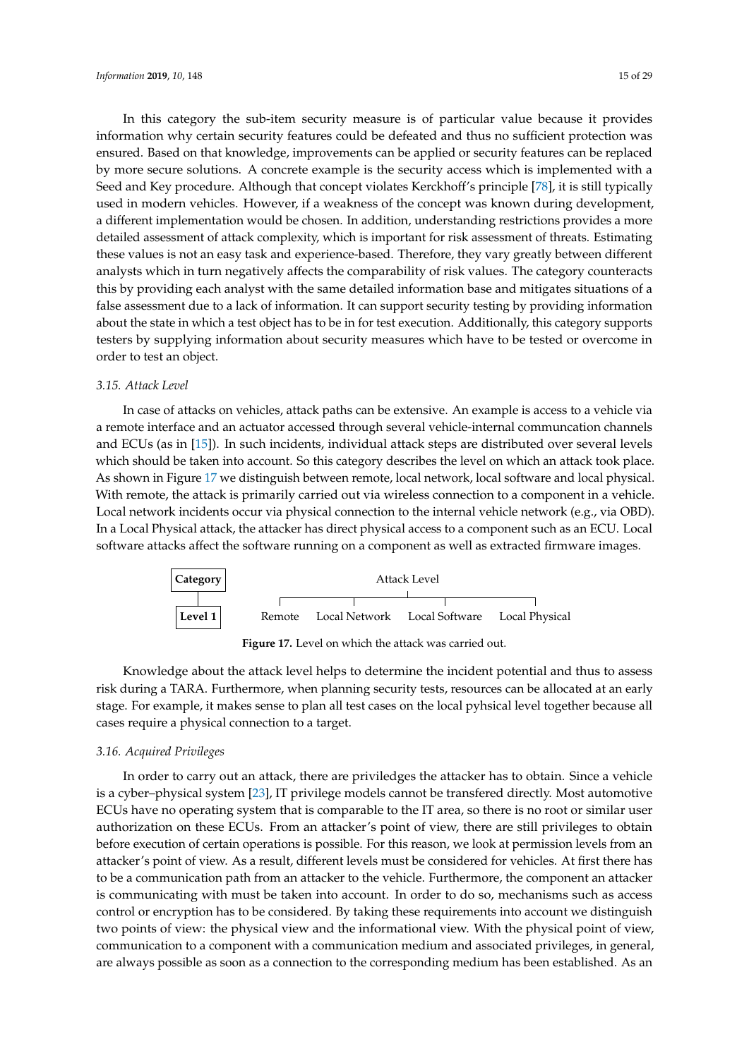In this category the sub-item security measure is of particular value because it provides information why certain security features could be defeated and thus no sufficient protection was ensured. Based on that knowledge, improvements can be applied or security features can be replaced by more secure solutions. A concrete example is the security access which is implemented with a Seed and Key procedure. Although that concept violates Kerckhoff's principle [78], it is still typically used in modern vehicles. However, if a weakness of the concept was known during development, a different implementation would be chosen. In addition, understanding restrictions provides a more detailed assessment of attack complexity, which is important for risk assessment of threats. Estimating these values is not an easy task and experience-based. Therefore, they vary greatly between different analysts which in turn negatively affects the comparability of risk values. The category counteracts this by providing each analyst with the same detailed information base and mitigates situations of a false assessment due to a lack of information. It can support security testing by providing information about the state in which a test object has to be in for test execution. Additionally, this category supports testers by supplying information about security measures which have to be tested or overcome in order to test an object.

### 3.15. Attack Level

In case of attacks on vehicles, attack paths can be extensive. An example is access to a vehicle via a remote interface and an actuator accessed through several vehicle-internal communcation channels and ECUs (as in [15]). In such incidents, individual attack steps are distributed over several levels which should be taken into account. So this category describes the level on which an attack took place. As shown in Figure 17 we distinguish between remote, local network, local software and local physical. With remote, the attack is primarily carried out via wireless connection to a component in a vehicle. Local network incidents occur via physical connection to the internal vehicle network (e.g., via OBD). In a Local Physical attack, the attacker has direct physical access to a component such as an ECU. Local software attacks affect the software running on a component as well as extracted firmware images.

| **Category** | Attack Level | | | |
|---|---|---|---|---|
| **Level 1** | Remote | Local Network | Local Software | Local Physical |

**Figure 17.** Level on which the attack was carried out.

Knowledge about the attack level helps to determine the incident potential and thus to assess risk during a TARA. Furthermore, when planning security tests, resources can be allocated at an early stage. For example, it makes sense to plan all test cases on the local pyhsical level together because all cases require a physical connection to a target.

### 3.16. Acquired Privileges

In order to carry out an attack, there are priviledges the attacker has to obtain. Since a vehicle is a cyber–physical system [23], IT privilege models cannot be transfered directly. Most automotive ECUs have no operating system that is comparable to the IT area, so there is no root or similar user authorization on these ECUs. From an attacker's point of view, there are still privileges to obtain before execution of certain operations is possible. For this reason, we look at permission levels from an attacker's point of view. As a result, different levels must be considered for vehicles. At first there has to be a communication path from an attacker to the vehicle. Furthermore, the component an attacker is communicating with must be taken into account. In order to do so, mechanisms such as access control or encryption has to be considered. By taking these requirements into account we distinguish two points of view: the physical view and the informational view. With the physical point of view, communication to a component with a communication medium and associated privileges, in general, are always possible as soon as a connection to the corresponding medium has been established. As an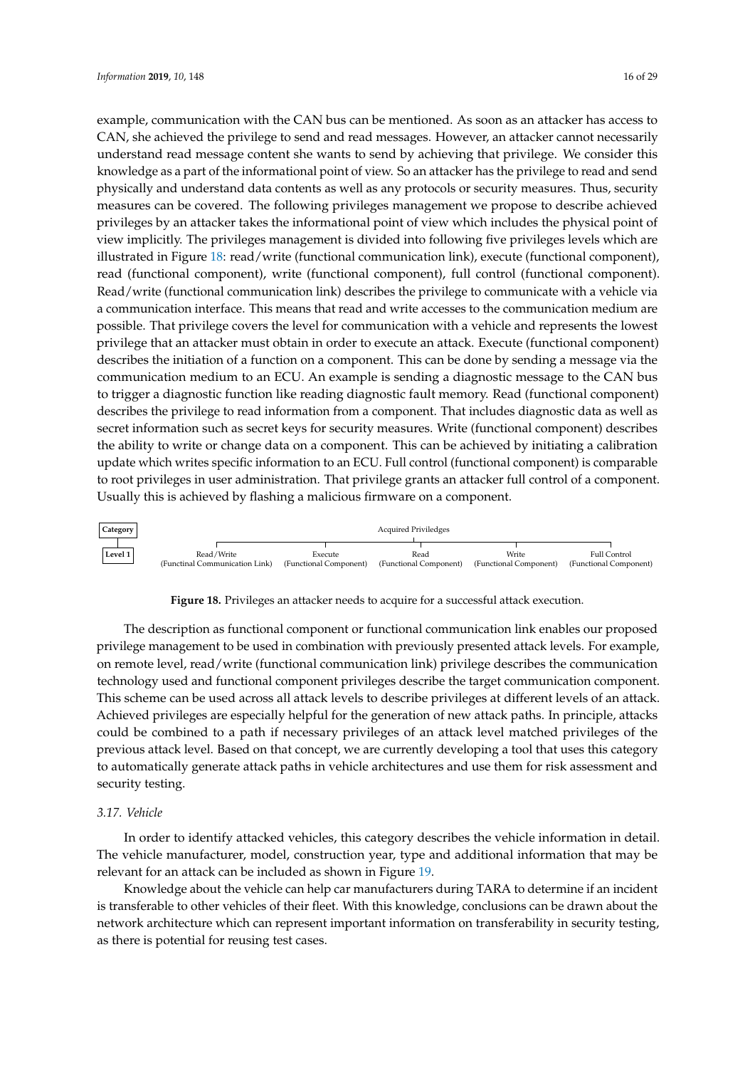example, communication with the CAN bus can be mentioned. As soon as an attacker has access to CAN, she achieved the privilege to send and read messages. However, an attacker cannot necessarily understand read message content she wants to send by achieving that privilege. We consider this knowledge as a part of the informational point of view. So an attacker has the privilege to read and send physically and understand data contents as well as any protocols or security measures. Thus, security measures can be covered. The following privileges management we propose to describe achieved privileges by an attacker takes the informational point of view which includes the physical point of view implicitly. The privileges management is divided into following five privileges levels which are illustrated in Figure 18: read/write (functional communication link), execute (functional component), read (functional component), write (functional component), full control (functional component). Read/write (functional communication link) describes the privilege to communicate with a vehicle via a communication interface. This means that read and write accesses to the communication medium are possible. That privilege covers the level for communication with a vehicle and represents the lowest privilege that an attacker must obtain in order to execute an attack. Execute (functional component) describes the initiation of a function on a component. This can be done by sending a message via the communication medium to an ECU. An example is sending a diagnostic message to the CAN bus to trigger a diagnostic function like reading diagnostic fault memory. Read (functional component) describes the privilege to read information from a component. That includes diagnostic data as well as secret information such as secret keys for security measures. Write (functional component) describes the ability to write or change data on a component. This can be achieved by initiating a calibration update which writes specific information to an ECU. Full control (functional component) is comparable to root privileges in user administration. That privilege grants an attacker full control of a component. Usually this is achieved by flashing a malicious firmware on a component.

| Category | Acquired Priviledges | | | | |
|---|---|---|---|---|---|
| Level 1 | Read/Write (Functional Communication Link) | Execute (Functional Component) | Read (Functional Component) | Write (Functional Component) | Full Control (Functional Component) |

**Figure 18.** Privileges an attacker needs to acquire for a successful attack execution.

The description as functional component or functional communication link enables our proposed privilege management to be used in combination with previously presented attack levels. For example, on remote level, read/write (functional communication link) privilege describes the communication technology used and functional component privileges describe the target communication component. This scheme can be used across all attack levels to describe privileges at different levels of an attack. Achieved privileges are especially helpful for the generation of new attack paths. In principle, attacks could be combined to a path if necessary privileges of an attack level matched privileges of the previous attack level. Based on that concept, we are currently developing a tool that uses this category to automatically generate attack paths in vehicle architectures and use them for risk assessment and security testing.

### 3.17. *Vehicle*

In order to identify attacked vehicles, this category describes the vehicle information in detail. The vehicle manufacturer, model, construction year, type and additional information that may be relevant for an attack can be included as shown in Figure 19.

Knowledge about the vehicle can help car manufacturers during TARA to determine if an incident is transferable to other vehicles of their fleet. With this knowledge, conclusions can be drawn about the network architecture which can represent important information on transferability in security testing, as there is potential for reusing test cases.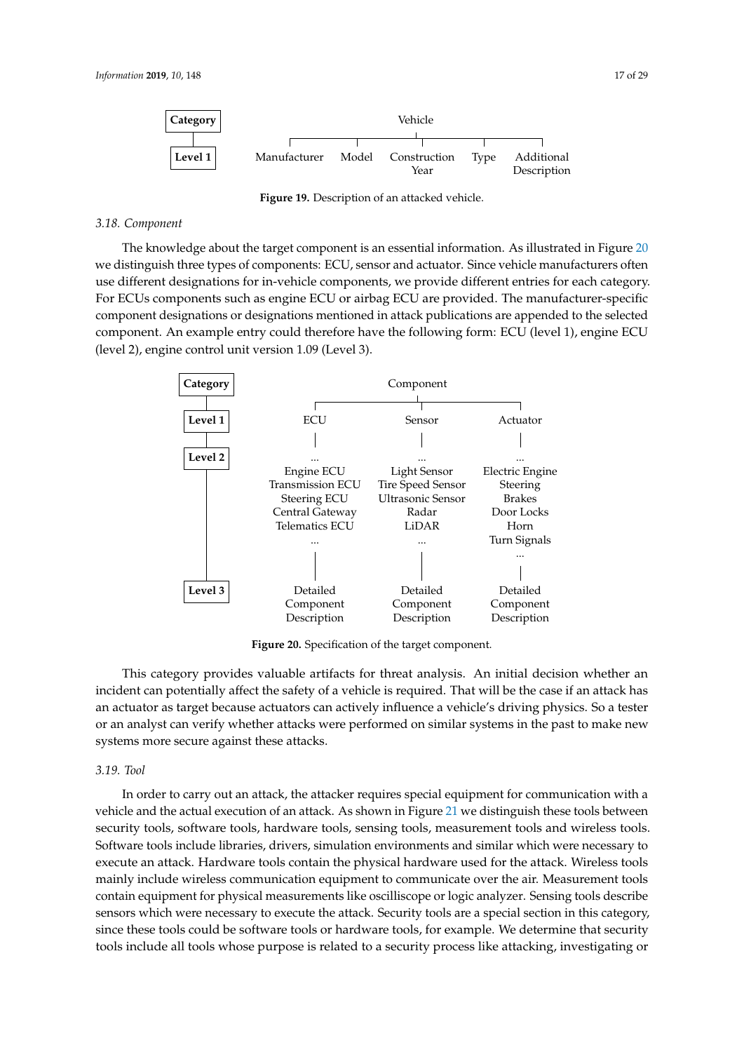Category — Level 1

Vehicle: Manufacturer | Model | Construction Year | Type | Additional Description

**Figure 19.** Description of an attacked vehicle.

### 3.18. Component

The knowledge about the target component is an essential information. As illustrated in Figure 20 we distinguish three types of components: ECU, sensor and actuator. Since vehicle manufacturers often use different designations for in-vehicle components, we provide different entries for each category. For ECUs components such as engine ECU or airbag ECU are provided. The manufacturer-specific component designations or designations mentioned in attack publications are appended to the selected component. An example entry could therefore have the following form: ECU (level 1), engine ECU (level 2), engine control unit version 1.09 (Level 3).

| Category | Component | | |
|---|---|---|---|
| Level 1 | ECU | Sensor | Actuator |
| Level 2 | ... Engine ECU, Transmission ECU, Steering ECU, Central Gateway, Telematics ECU ... | ... Light Sensor, Tire Speed Sensor, Ultrasonic Sensor, Radar, LiDAR ... | ... Electric Engine, Steering, Brakes, Door Locks, Horn, Turn Signals ... |
| Level 3 | Detailed Component Description | Detailed Component Description | Detailed Component Description |

**Figure 20.** Specification of the target component.

This category provides valuable artifacts for threat analysis. An initial decision whether an incident can potentially affect the safety of a vehicle is required. That will be the case if an attack has an actuator as target because actuators can actively influence a vehicle's driving physics. So a tester or an analyst can verify whether attacks were performed on similar systems in the past to make new systems more secure against these attacks.

### 3.19. Tool

In order to carry out an attack, the attacker requires special equipment for communication with a vehicle and the actual execution of an attack. As shown in Figure 21 we distinguish these tools between security tools, software tools, hardware tools, sensing tools, measurement tools and wireless tools. Software tools include libraries, drivers, simulation environments and similar which were necessary to execute an attack. Hardware tools contain the physical hardware used for the attack. Wireless tools mainly include wireless communication equipment to communicate over the air. Measurement tools contain equipment for physical measurements like oscilliscope or logic analyzer. Sensing tools describe sensors which were necessary to execute the attack. Security tools are a special section in this category, since these tools could be software tools or hardware tools, for example. We determine that security tools include all tools whose purpose is related to a security process like attacking, investigating or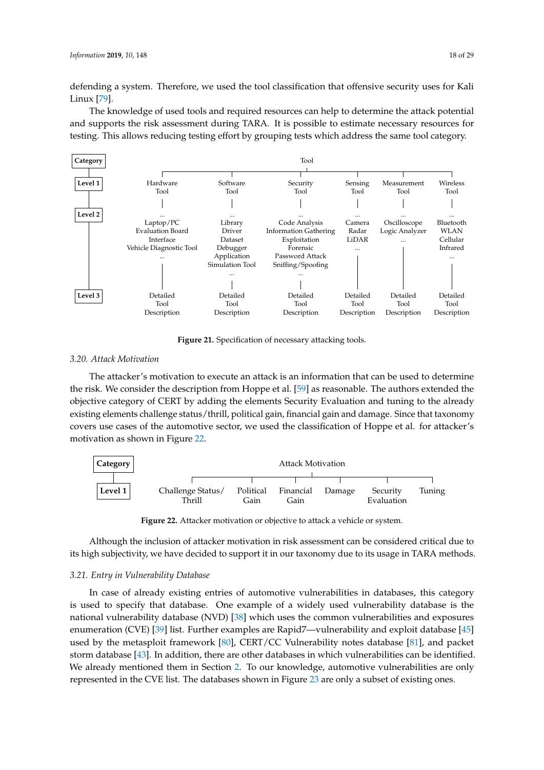defending a system. Therefore, we used the tool classification that offensive security uses for Kali Linux [79].

The knowledge of used tools and required resources can help to determine the attack potential and supports the risk assessment during TARA. It is possible to estimate necessary resources for testing. This allows reducing testing effort by grouping tests which address the same tool category.

| Category | Tool | | | | | |
|---|---|---|---|---|---|---|
| Level 1 | Hardware Tool | Software Tool | Security Tool | Sensing Tool | Measurement Tool | Wireless Tool |
| Level 2 | ... Laptop/PC Evaluation Board Interface Vehicle Diagnostic Tool ... | ... Library Driver Dataset Debugger Application Simulation Tool ... | ... Code Analysis Information Gathering Exploitation Forensic Password Attack Sniffing/Spoofing ... | ... Camera Radar LiDAR ... | ... Oscilloscope Logic Analyzer ... | ... Bluetooth WLAN Cellular Infrared ... |
| Level 3 | Detailed Tool Description | Detailed Tool Description | Detailed Tool Description | Detailed Tool Description | Detailed Tool Description | Detailed Tool Description |

**Figure 21.** Specification of necessary attacking tools.

### 3.20. Attack Motivation

The attacker's motivation to execute an attack is an information that can be used to determine the risk. We consider the description from Hoppe et al. [59] as reasonable. The authors extended the objective category of CERT by adding the elements Security Evaluation and tuning to the already existing elements challenge status/thrill, political gain, financial gain and damage. Since that taxonomy covers use cases of the automotive sector, we used the classification of Hoppe et al. for attacker's motivation as shown in Figure 22.

| Category | Attack Motivation | | | | | |
|---|---|---|---|---|---|---|
| Level 1 | Challenge Status/ Thrill | Political Gain | Financial Gain | Damage | Security Evaluation | Tuning |

**Figure 22.** Attacker motivation or objective to attack a vehicle or system.

Although the inclusion of attacker motivation in risk assessment can be considered critical due to its high subjectivity, we have decided to support it in our taxonomy due to its usage in TARA methods.

### 3.21. Entry in Vulnerability Database

In case of already existing entries of automotive vulnerabilities in databases, this category is used to specify that database. One example of a widely used vulnerability database is the national vulnerability database (NVD) [38] which uses the common vulnerabilities and exposures enumeration (CVE) [39] list. Further examples are Rapid7—vulnerability and exploit database [45] used by the metasploit framework [80], CERT/CC Vulnerability notes database [81], and packet storm database [43]. In addition, there are other databases in which vulnerabilities can be identified. We already mentioned them in Section 2. To our knowledge, automotive vulnerabilities are only represented in the CVE list. The databases shown in Figure 23 are only a subset of existing ones.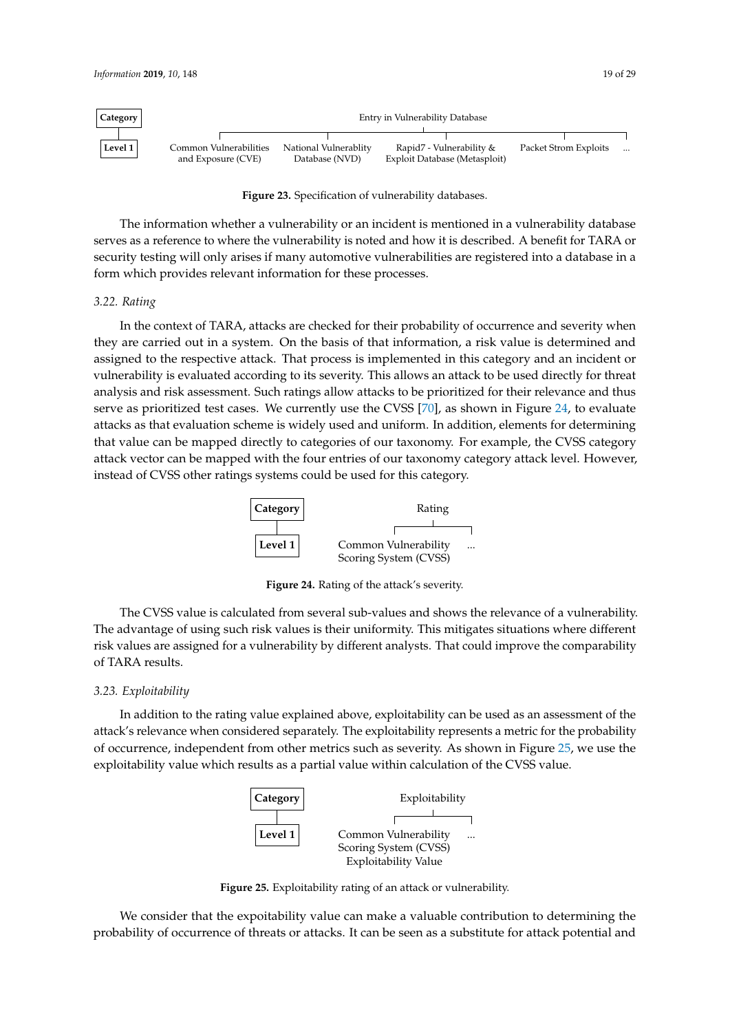| Category | Entry in Vulnerability Database | | | | |
|---|---|---|---|---|---|
| Level 1 | Common Vulnerabilities and Exposure (CVE) | National Vulnerablity Database (NVD) | Rapid7 - Vulnerability & Exploit Database (Metasploit) | Packet Strom Exploits | ... |

**Figure 23.** Specification of vulnerability databases.

The information whether a vulnerability or an incident is mentioned in a vulnerability database serves as a reference to where the vulnerability is noted and how it is described. A benefit for TARA or security testing will only arises if many automotive vulnerabilities are registered into a database in a form which provides relevant information for these processes.

### 3.22. Rating

In the context of TARA, attacks are checked for their probability of occurrence and severity when they are carried out in a system. On the basis of that information, a risk value is determined and assigned to the respective attack. That process is implemented in this category and an incident or vulnerability is evaluated according to its severity. This allows an attack to be used directly for threat analysis and risk assessment. Such ratings allow attacks to be prioritized for their relevance and thus serve as prioritized test cases. We currently use the CVSS [70], as shown in Figure 24, to evaluate attacks as that evaluation scheme is widely used and uniform. In addition, elements for determining that value can be mapped directly to categories of our taxonomy. For example, the CVSS category attack vector can be mapped with the four entries of our taxonomy category attack level. However, instead of CVSS other ratings systems could be used for this category.

| Category | Rating | |
|---|---|---|
| Level 1 | Common Vulnerability Scoring System (CVSS) | ... |

**Figure 24.** Rating of the attack's severity.

The CVSS value is calculated from several sub-values and shows the relevance of a vulnerability. The advantage of using such risk values is their uniformity. This mitigates situations where different risk values are assigned for a vulnerability by different analysts. That could improve the comparability of TARA results.

### 3.23. Exploitability

In addition to the rating value explained above, exploitability can be used as an assessment of the attack's relevance when considered separately. The exploitability represents a metric for the probability of occurrence, independent from other metrics such as severity. As shown in Figure 25, we use the exploitability value which results as a partial value within calculation of the CVSS value.

| Category | Exploitability | |
|---|---|---|
| Level 1 | Common Vulnerability Scoring System (CVSS) Exploitability Value | ... |

**Figure 25.** Exploitability rating of an attack or vulnerability.

We consider that the expoitability value can make a valuable contribution to determining the probability of occurrence of threats or attacks. It can be seen as a substitute for attack potential and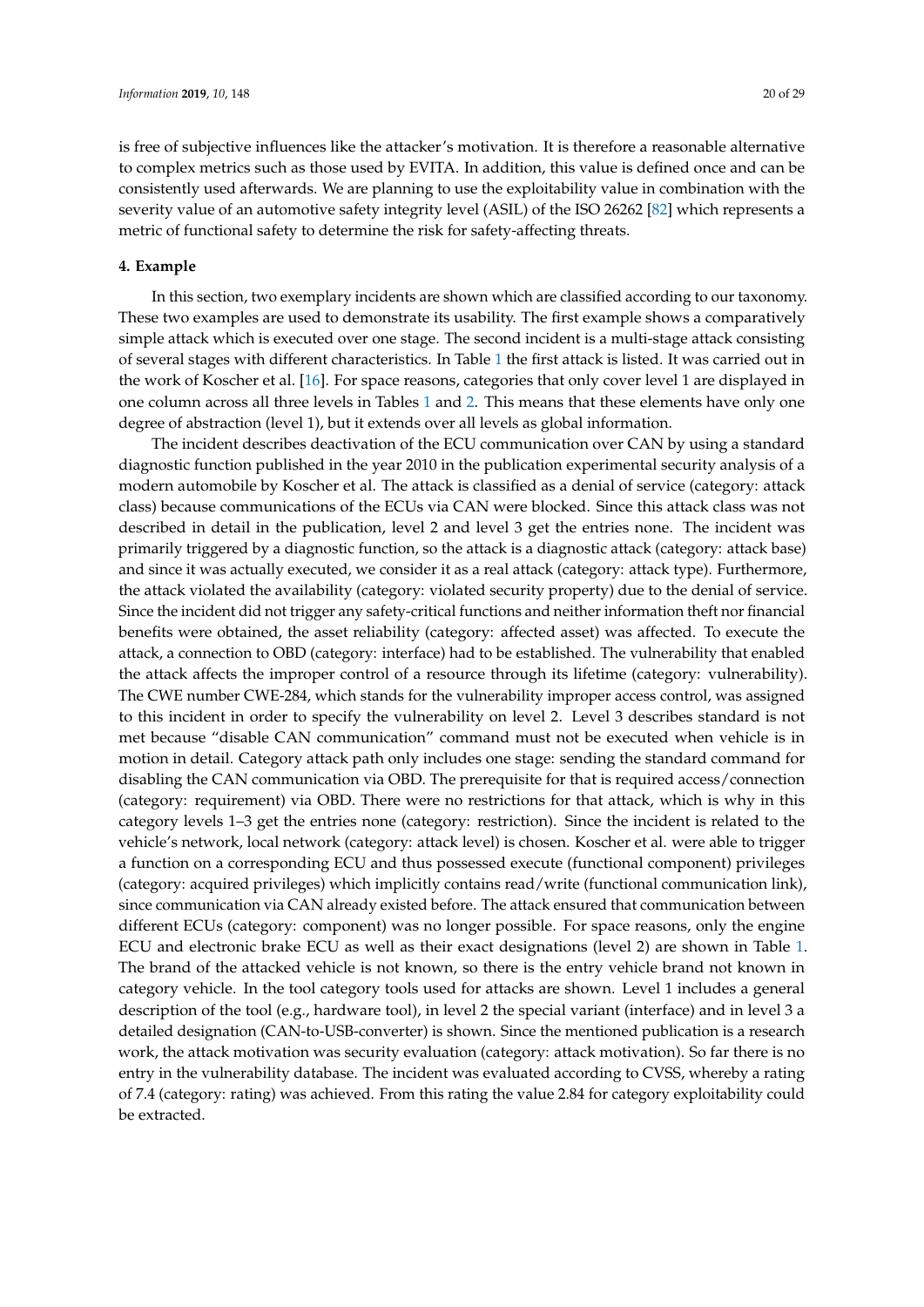is free of subjective influences like the attacker's motivation. It is therefore a reasonable alternative to complex metrics such as those used by EVITA. In addition, this value is defined once and can be consistently used afterwards. We are planning to use the exploitability value in combination with the severity value of an automotive safety integrity level (ASIL) of the ISO 26262 [82] which represents a metric of functional safety to determine the risk for safety-affecting threats.

**4. Example**

In this section, two exemplary incidents are shown which are classified according to our taxonomy. These two examples are used to demonstrate its usability. The first example shows a comparatively simple attack which is executed over one stage. The second incident is a multi-stage attack consisting of several stages with different characteristics. In Table 1 the first attack is listed. It was carried out in the work of Koscher et al. [16]. For space reasons, categories that only cover level 1 are displayed in one column across all three levels in Tables 1 and 2. This means that these elements have only one degree of abstraction (level 1), but it extends over all levels as global information.

The incident describes deactivation of the ECU communication over CAN by using a standard diagnostic function published in the year 2010 in the publication experimental security analysis of a modern automobile by Koscher et al. The attack is classified as a denial of service (category: attack class) because communications of the ECUs via CAN were blocked. Since this attack class was not described in detail in the publication, level 2 and level 3 get the entries none. The incident was primarily triggered by a diagnostic function, so the attack is a diagnostic attack (category: attack base) and since it was actually executed, we consider it as a real attack (category: attack type). Furthermore, the attack violated the availability (category: violated security property) due to the denial of service. Since the incident did not trigger any safety-critical functions and neither information theft nor financial benefits were obtained, the asset reliability (category: affected asset) was affected. To execute the attack, a connection to OBD (category: interface) had to be established. The vulnerability that enabled the attack affects the improper control of a resource through its lifetime (category: vulnerability). The CWE number CWE-284, which stands for the vulnerability improper access control, was assigned to this incident in order to specify the vulnerability on level 2. Level 3 describes standard is not met because "disable CAN communication" command must not be executed when vehicle is in motion in detail. Category attack path only includes one stage: sending the standard command for disabling the CAN communication via OBD. The prerequisite for that is required access/connection (category: requirement) via OBD. There were no restrictions for that attack, which is why in this category levels 1–3 get the entries none (category: restriction). Since the incident is related to the vehicle's network, local network (category: attack level) is chosen. Koscher et al. were able to trigger a function on a corresponding ECU and thus possessed execute (functional component) privileges (category: acquired privileges) which implicitly contains read/write (functional communication link), since communication via CAN already existed before. The attack ensured that communication between different ECUs (category: component) was no longer possible. For space reasons, only the engine ECU and electronic brake ECU as well as their exact designations (level 2) are shown in Table 1. The brand of the attacked vehicle is not known, so there is the entry vehicle brand not known in category vehicle. In the tool category tools used for attacks are shown. Level 1 includes a general description of the tool (e.g., hardware tool), in level 2 the special variant (interface) and in level 3 a detailed designation (CAN-to-USB-converter) is shown. Since the mentioned publication is a research work, the attack motivation was security evaluation (category: attack motivation). So far there is no entry in the vulnerability database. The incident was evaluated according to CVSS, whereby a rating of 7.4 (category: rating) was achieved. From this rating the value 2.84 for category exploitability could be extracted.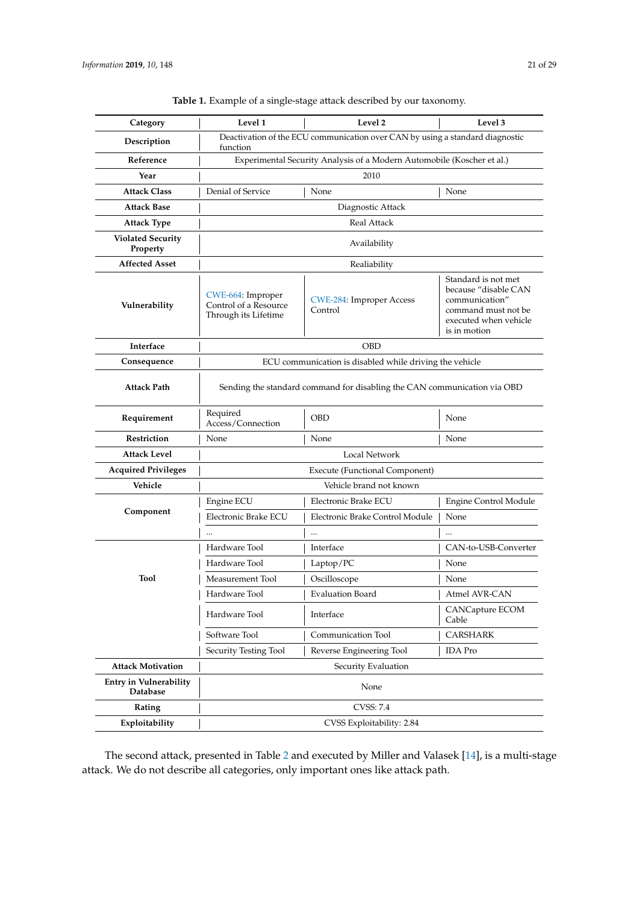**Table 1.** Example of a single-stage attack described by our taxonomy.

| Category | Level 1 | Level 2 | Level 3 |
|---|---|---|---|
| **Description** | Deactivation of the ECU communication over CAN by using a standard diagnostic function | | |
| **Reference** | Experimental Security Analysis of a Modern Automobile (Koscher et al.) | | |
| **Year** | 2010 | | |
| **Attack Class** | Denial of Service | None | None |
| **Attack Base** | Diagnostic Attack | | |
| **Attack Type** | Real Attack | | |
| **Violated Security Property** | Availability | | |
| **Affected Asset** | Realiability | | |
| **Vulnerability** | CWE-664: Improper Control of a Resource Through its Lifetime | CWE-284: Improper Access Control | Standard is not met because "disable CAN communication" command must not be executed when vehicle is in motion |
| **Interface** | OBD | | |
| **Consequence** | ECU communication is disabled while driving the vehicle | | |
| **Attack Path** | Sending the standard command for disabling the CAN communication via OBD | | |
| **Requirement** | Required Access/Connection | OBD | None |
| **Restriction** | None | None | None |
| **Attack Level** | Local Network | | |
| **Acquired Privileges** | Execute (Functional Component) | | |
| **Vehicle** | Vehicle brand not known | | |
| **Component** | Engine ECU | Electronic Brake ECU | Engine Control Module |
| | Electronic Brake ECU | Electronic Brake Control Module | None |
| | ... | ... | ... |
| **Tool** | Hardware Tool | Interface | CAN-to-USB-Converter |
| | Hardware Tool | Laptop/PC | None |
| | Measurement Tool | Oscilloscope | None |
| | Hardware Tool | Evaluation Board | Atmel AVR-CAN |
| | Hardware Tool | Interface | CANCapture ECOM Cable |
| | Software Tool | Communication Tool | CARSHARK |
| | Security Testing Tool | Reverse Engineering Tool | IDA Pro |
| **Attack Motivation** | Security Evaluation | | |
| **Entry in Vulnerability Database** | None | | |
| **Rating** | CVSS: 7.4 | | |
| **Exploitability** | CVSS Exploitability: 2.84 | | |

The second attack, presented in Table 2 and executed by Miller and Valasek [14], is a multi-stage attack. We do not describe all categories, only important ones like attack path.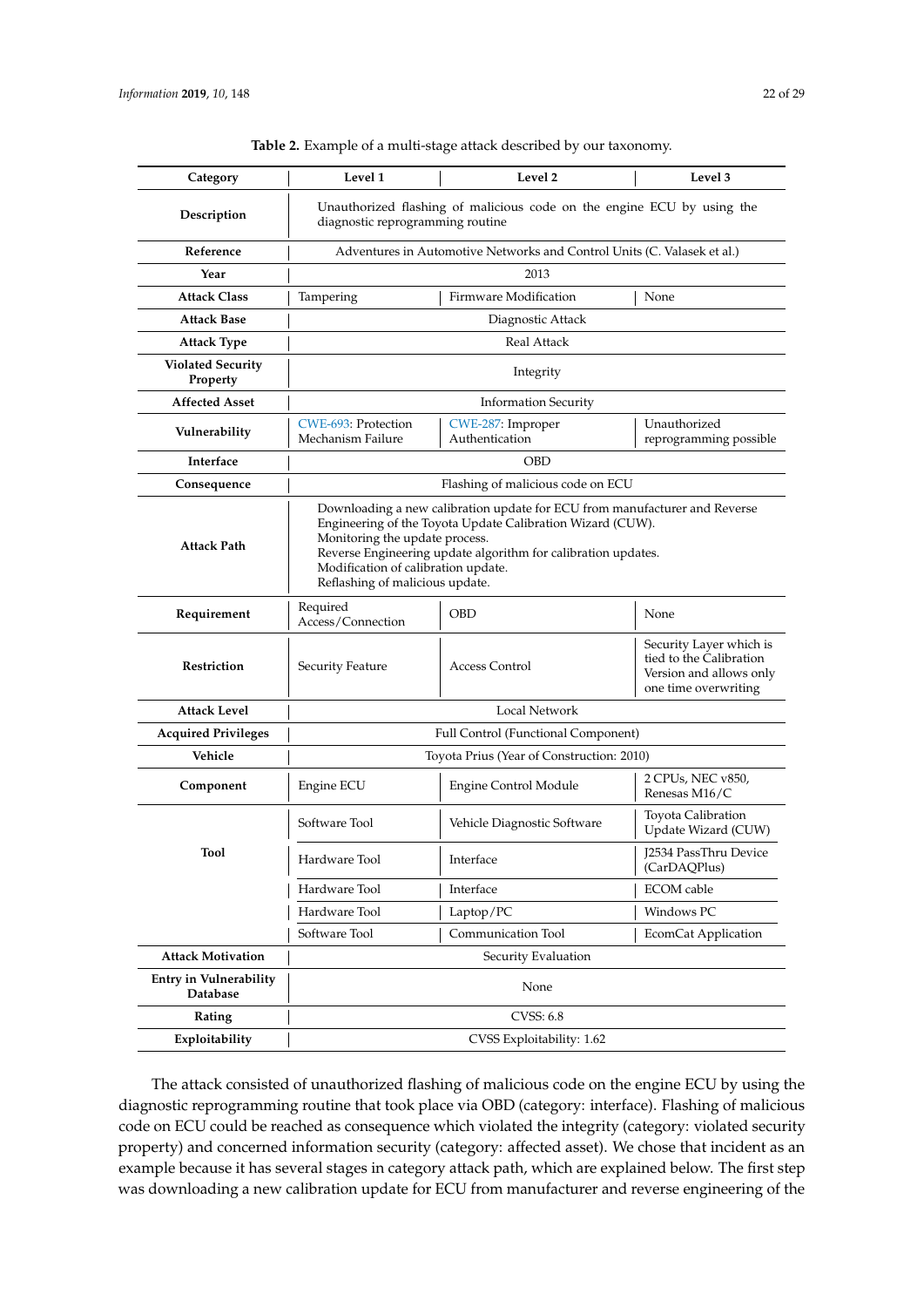**Table 2.** Example of a multi-stage attack described by our taxonomy.

| Category | Level 1 | Level 2 | Level 3 |
|---|---|---|---|
| **Description** | Unauthorized flashing of malicious code on the engine ECU by using the diagnostic reprogramming routine | | |
| **Reference** | Adventures in Automotive Networks and Control Units (C. Valasek et al.) | | |
| **Year** | 2013 | | |
| **Attack Class** | Tampering | Firmware Modification | None |
| **Attack Base** | Diagnostic Attack | | |
| **Attack Type** | Real Attack | | |
| **Violated Security Property** | Integrity | | |
| **Affected Asset** | Information Security | | |
| **Vulnerability** | CWE-693: Protection Mechanism Failure | CWE-287: Improper Authentication | Unauthorized reprogramming possible |
| **Interface** | OBD | | |
| **Consequence** | Flashing of malicious code on ECU | | |
| **Attack Path** | Downloading a new calibration update for ECU from manufacturer and Reverse Engineering of the Toyota Update Calibration Wizard (CUW). Monitoring the update process. Reverse Engineering update algorithm for calibration updates. Modification of calibration update. Reflashing of malicious update. | | |
| **Requirement** | Required Access/Connection | OBD | None |
| **Restriction** | Security Feature | Access Control | Security Layer which is tied to the Calibration Version and allows only one time overwriting |
| **Attack Level** | Local Network | | |
| **Acquired Privileges** | Full Control (Functional Component) | | |
| **Vehicle** | Toyota Prius (Year of Construction: 2010) | | |
| **Component** | Engine ECU | Engine Control Module | 2 CPUs, NEC v850, Renesas M16/C |
| **Tool** | Software Tool | Vehicle Diagnostic Software | Toyota Calibration Update Wizard (CUW) |
| | Hardware Tool | Interface | J2534 PassThru Device (CarDAQPlus) |
| | Hardware Tool | Interface | ECOM cable |
| | Hardware Tool | Laptop/PC | Windows PC |
| | Software Tool | Communication Tool | EcomCat Application |
| **Attack Motivation** | Security Evaluation | | |
| **Entry in Vulnerability Database** | None | | |
| **Rating** | CVSS: 6.8 | | |
| **Exploitability** | CVSS Exploitability: 1.62 | | |

The attack consisted of unauthorized flashing of malicious code on the engine ECU by using the diagnostic reprogramming routine that took place via OBD (category: interface). Flashing of malicious code on ECU could be reached as consequence which violated the integrity (category: violated security property) and concerned information security (category: affected asset). We chose that incident as an example because it has several stages in category attack path, which are explained below. The first step was downloading a new calibration update for ECU from manufacturer and reverse engineering of the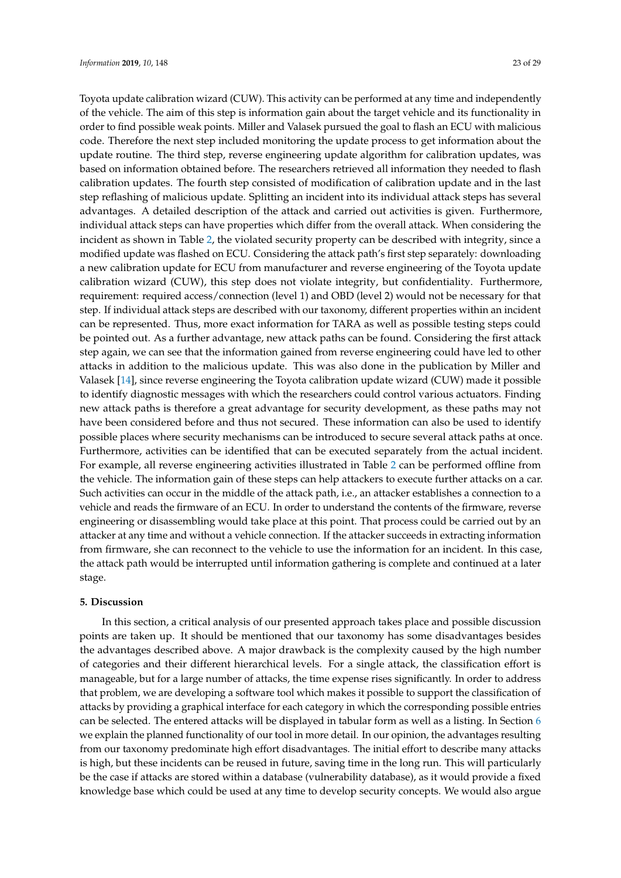Toyota update calibration wizard (CUW). This activity can be performed at any time and independently of the vehicle. The aim of this step is information gain about the target vehicle and its functionality in order to find possible weak points. Miller and Valasek pursued the goal to flash an ECU with malicious code. Therefore the next step included monitoring the update process to get information about the update routine. The third step, reverse engineering update algorithm for calibration updates, was based on information obtained before. The researchers retrieved all information they needed to flash calibration updates. The fourth step consisted of modification of calibration update and in the last step reflashing of malicious update. Splitting an incident into its individual attack steps has several advantages. A detailed description of the attack and carried out activities is given. Furthermore, individual attack steps can have properties which differ from the overall attack. When considering the incident as shown in Table 2, the violated security property can be described with integrity, since a modified update was flashed on ECU. Considering the attack path's first step separately: downloading a new calibration update for ECU from manufacturer and reverse engineering of the Toyota update calibration wizard (CUW), this step does not violate integrity, but confidentiality. Furthermore, requirement: required access/connection (level 1) and OBD (level 2) would not be necessary for that step. If individual attack steps are described with our taxonomy, different properties within an incident can be represented. Thus, more exact information for TARA as well as possible testing steps could be pointed out. As a further advantage, new attack paths can be found. Considering the first attack step again, we can see that the information gained from reverse engineering could have led to other attacks in addition to the malicious update. This was also done in the publication by Miller and Valasek [14], since reverse engineering the Toyota calibration update wizard (CUW) made it possible to identify diagnostic messages with which the researchers could control various actuators. Finding new attack paths is therefore a great advantage for security development, as these paths may not have been considered before and thus not secured. These information can also be used to identify possible places where security mechanisms can be introduced to secure several attack paths at once. Furthermore, activities can be identified that can be executed separately from the actual incident. For example, all reverse engineering activities illustrated in Table 2 can be performed offline from the vehicle. The information gain of these steps can help attackers to execute further attacks on a car. Such activities can occur in the middle of the attack path, i.e., an attacker establishes a connection to a vehicle and reads the firmware of an ECU. In order to understand the contents of the firmware, reverse engineering or disassembling would take place at this point. That process could be carried out by an attacker at any time and without a vehicle connection. If the attacker succeeds in extracting information from firmware, she can reconnect to the vehicle to use the information for an incident. In this case, the attack path would be interrupted until information gathering is complete and continued at a later stage.

## 5. Discussion

In this section, a critical analysis of our presented approach takes place and possible discussion points are taken up. It should be mentioned that our taxonomy has some disadvantages besides the advantages described above. A major drawback is the complexity caused by the high number of categories and their different hierarchical levels. For a single attack, the classification effort is manageable, but for a large number of attacks, the time expense rises significantly. In order to address that problem, we are developing a software tool which makes it possible to support the classification of attacks by providing a graphical interface for each category in which the corresponding possible entries can be selected. The entered attacks will be displayed in tabular form as well as a listing. In Section 6 we explain the planned functionality of our tool in more detail. In our opinion, the advantages resulting from our taxonomy predominate high effort disadvantages. The initial effort to describe many attacks is high, but these incidents can be reused in future, saving time in the long run. This will particularly be the case if attacks are stored within a database (vulnerability database), as it would provide a fixed knowledge base which could be used at any time to develop security concepts. We would also argue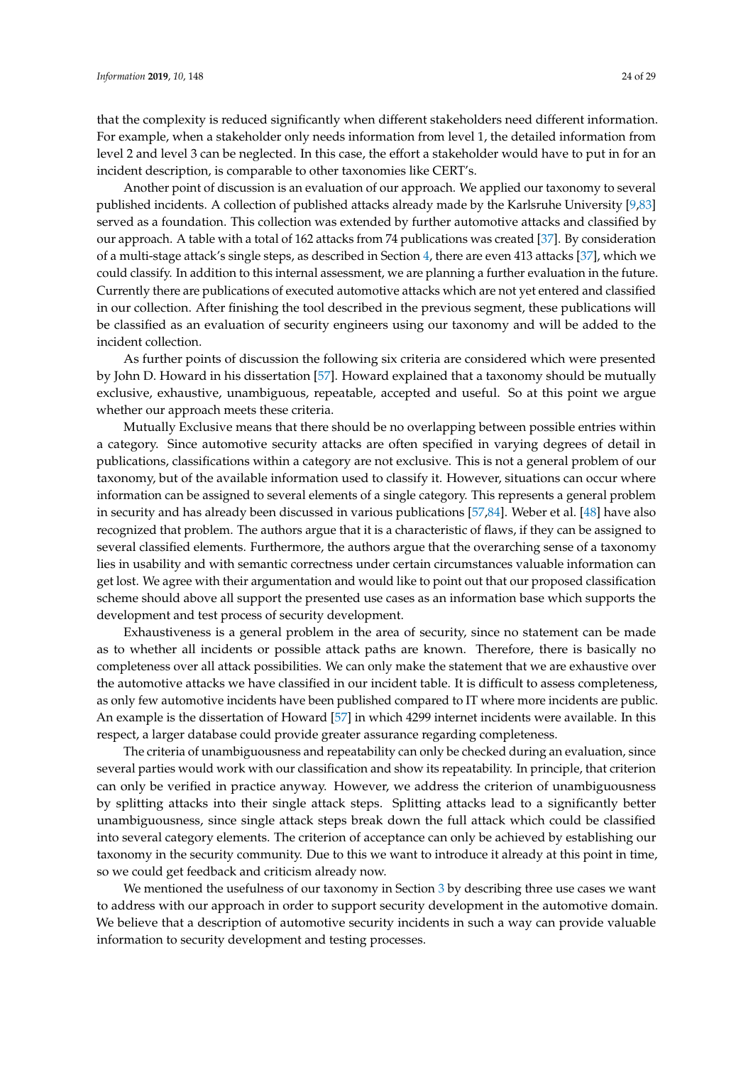that the complexity is reduced significantly when different stakeholders need different information. For example, when a stakeholder only needs information from level 1, the detailed information from level 2 and level 3 can be neglected. In this case, the effort a stakeholder would have to put in for an incident description, is comparable to other taxonomies like CERT's.

Another point of discussion is an evaluation of our approach. We applied our taxonomy to several published incidents. A collection of published attacks already made by the Karlsruhe University [9,83] served as a foundation. This collection was extended by further automotive attacks and classified by our approach. A table with a total of 162 attacks from 74 publications was created [37]. By consideration of a multi-stage attack's single steps, as described in Section 4, there are even 413 attacks [37], which we could classify. In addition to this internal assessment, we are planning a further evaluation in the future. Currently there are publications of executed automotive attacks which are not yet entered and classified in our collection. After finishing the tool described in the previous segment, these publications will be classified as an evaluation of security engineers using our taxonomy and will be added to the incident collection.

As further points of discussion the following six criteria are considered which were presented by John D. Howard in his dissertation [57]. Howard explained that a taxonomy should be mutually exclusive, exhaustive, unambiguous, repeatable, accepted and useful. So at this point we argue whether our approach meets these criteria.

Mutually Exclusive means that there should be no overlapping between possible entries within a category. Since automotive security attacks are often specified in varying degrees of detail in publications, classifications within a category are not exclusive. This is not a general problem of our taxonomy, but of the available information used to classify it. However, situations can occur where information can be assigned to several elements of a single category. This represents a general problem in security and has already been discussed in various publications [57,84]. Weber et al. [48] have also recognized that problem. The authors argue that it is a characteristic of flaws, if they can be assigned to several classified elements. Furthermore, the authors argue that the overarching sense of a taxonomy lies in usability and with semantic correctness under certain circumstances valuable information can get lost. We agree with their argumentation and would like to point out that our proposed classification scheme should above all support the presented use cases as an information base which supports the development and test process of security development.

Exhaustiveness is a general problem in the area of security, since no statement can be made as to whether all incidents or possible attack paths are known. Therefore, there is basically no completeness over all attack possibilities. We can only make the statement that we are exhaustive over the automotive attacks we have classified in our incident table. It is difficult to assess completeness, as only few automotive incidents have been published compared to IT where more incidents are public. An example is the dissertation of Howard [57] in which 4299 internet incidents were available. In this respect, a larger database could provide greater assurance regarding completeness.

The criteria of unambiguousness and repeatability can only be checked during an evaluation, since several parties would work with our classification and show its repeatability. In principle, that criterion can only be verified in practice anyway. However, we address the criterion of unambiguousness by splitting attacks into their single attack steps. Splitting attacks lead to a significantly better unambiguousness, since single attack steps break down the full attack which could be classified into several category elements. The criterion of acceptance can only be achieved by establishing our taxonomy in the security community. Due to this we want to introduce it already at this point in time, so we could get feedback and criticism already now.

We mentioned the usefulness of our taxonomy in Section 3 by describing three use cases we want to address with our approach in order to support security development in the automotive domain. We believe that a description of automotive security incidents in such a way can provide valuable information to security development and testing processes.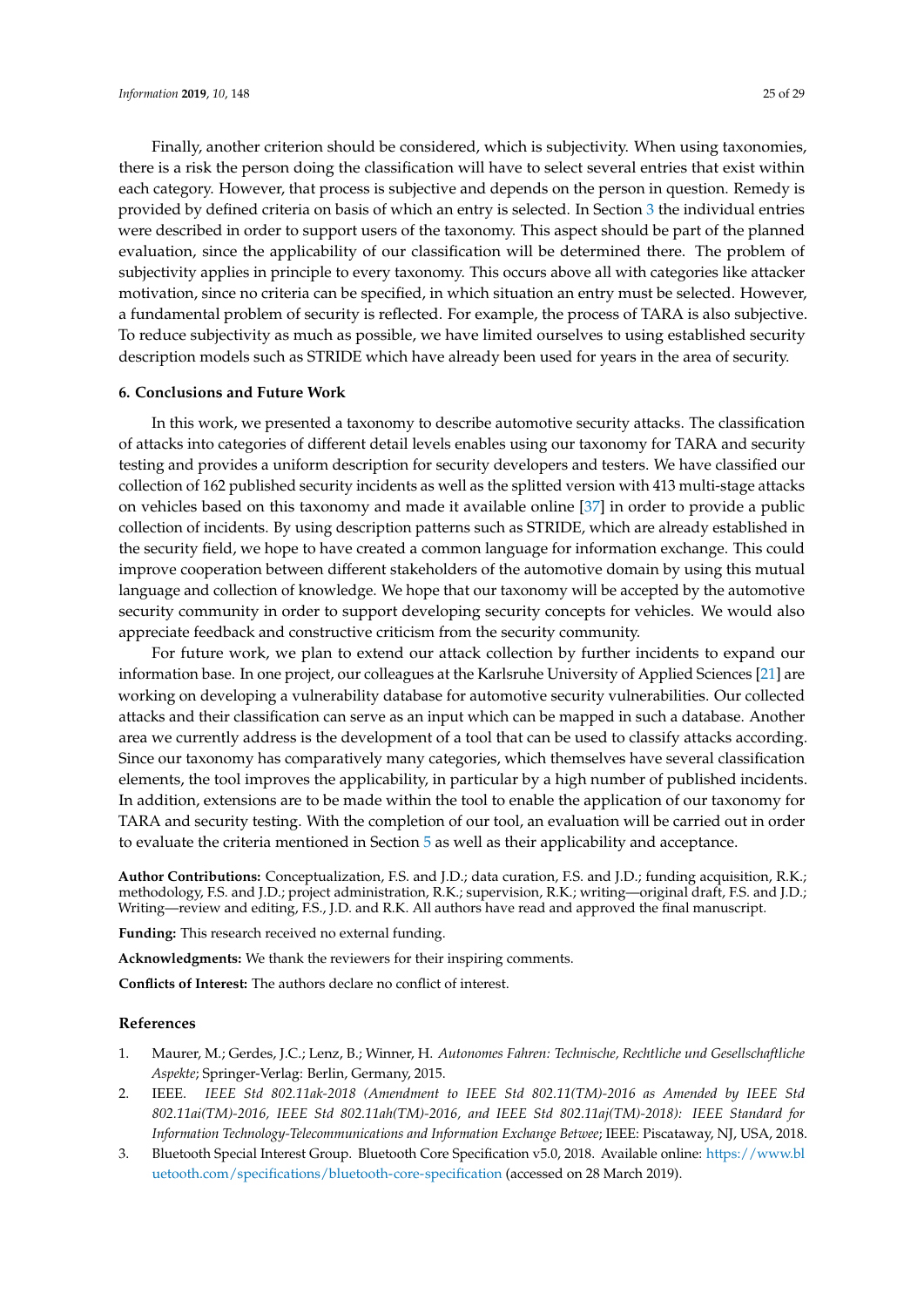Finally, another criterion should be considered, which is subjectivity. When using taxonomies, there is a risk the person doing the classification will have to select several entries that exist within each category. However, that process is subjective and depends on the person in question. Remedy is provided by defined criteria on basis of which an entry is selected. In Section 3 the individual entries were described in order to support users of the taxonomy. This aspect should be part of the planned evaluation, since the applicability of our classification will be determined there. The problem of subjectivity applies in principle to every taxonomy. This occurs above all with categories like attacker motivation, since no criteria can be specified, in which situation an entry must be selected. However, a fundamental problem of security is reflected. For example, the process of TARA is also subjective. To reduce subjectivity as much as possible, we have limited ourselves to using established security description models such as STRIDE which have already been used for years in the area of security.

## 6. Conclusions and Future Work

In this work, we presented a taxonomy to describe automotive security attacks. The classification of attacks into categories of different detail levels enables using our taxonomy for TARA and security testing and provides a uniform description for security developers and testers. We have classified our collection of 162 published security incidents as well as the splitted version with 413 multi-stage attacks on vehicles based on this taxonomy and made it available online [37] in order to provide a public collection of incidents. By using description patterns such as STRIDE, which are already established in the security field, we hope to have created a common language for information exchange. This could improve cooperation between different stakeholders of the automotive domain by using this mutual language and collection of knowledge. We hope that our taxonomy will be accepted by the automotive security community in order to support developing security concepts for vehicles. We would also appreciate feedback and constructive criticism from the security community.

For future work, we plan to extend our attack collection by further incidents to expand our information base. In one project, our colleagues at the Karlsruhe University of Applied Sciences [21] are working on developing a vulnerability database for automotive security vulnerabilities. Our collected attacks and their classification can serve as an input which can be mapped in such a database. Another area we currently address is the development of a tool that can be used to classify attacks according. Since our taxonomy has comparatively many categories, which themselves have several classification elements, the tool improves the applicability, in particular by a high number of published incidents. In addition, extensions are to be made within the tool to enable the application of our taxonomy for TARA and security testing. With the completion of our tool, an evaluation will be carried out in order to evaluate the criteria mentioned in Section 5 as well as their applicability and acceptance.

**Author Contributions:** Conceptualization, F.S. and J.D.; data curation, F.S. and J.D.; funding acquisition, R.K.; methodology, F.S. and J.D.; project administration, R.K.; supervision, R.K.; writing—original draft, F.S. and J.D.; Writing—review and editing, F.S., J.D. and R.K. All authors have read and approved the final manuscript.

**Funding:** This research received no external funding.

**Acknowledgments:** We thank the reviewers for their inspiring comments.

**Conflicts of Interest:** The authors declare no conflict of interest.

## References

1. Maurer, M.; Gerdes, J.C.; Lenz, B.; Winner, H. *Autonomes Fahren: Technische, Rechtliche und Gesellschaftliche Aspekte*; Springer-Verlag: Berlin, Germany, 2015.
2. IEEE. *IEEE Std 802.11ak-2018 (Amendment to IEEE Std 802.11(TM)-2016 as Amended by IEEE Std 802.11ai(TM)-2016, IEEE Std 802.11ah(TM)-2016, and IEEE Std 802.11aj(TM)-2018): IEEE Standard for Information Technology-Telecommunications and Information Exchange Betwee*; IEEE: Piscataway, NJ, USA, 2018.
3. Bluetooth Special Interest Group. Bluetooth Core Specification v5.0, 2018. Available online: https://www.bluetooth.com/specifications/bluetooth-core-specification (accessed on 28 March 2019).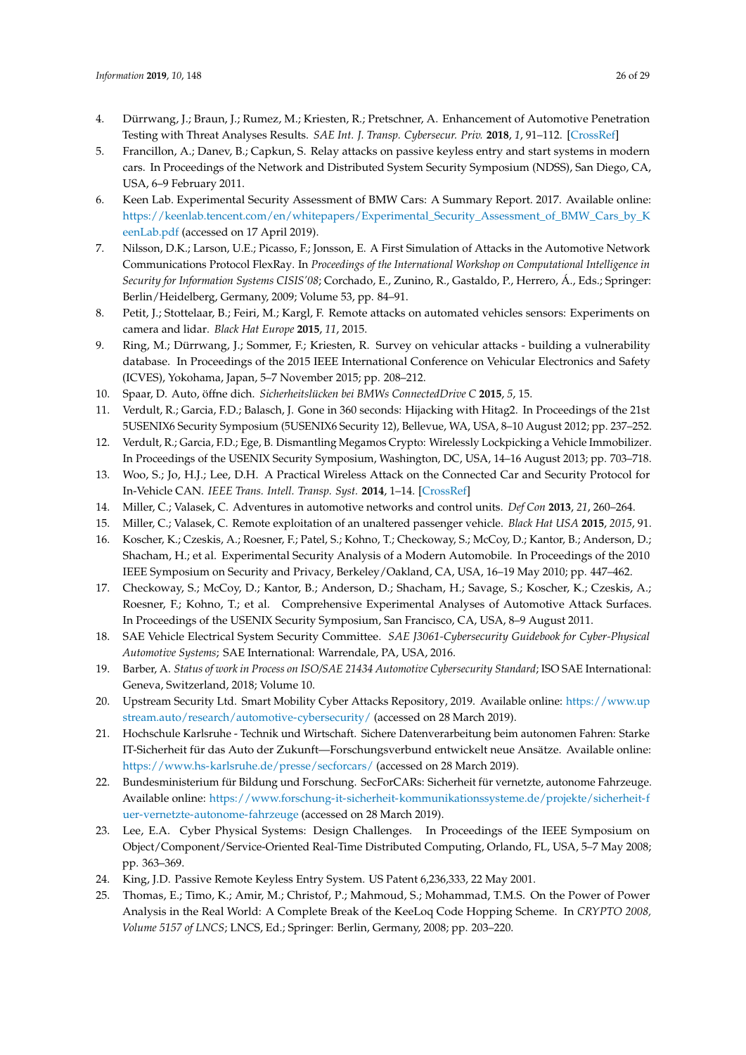4. Dürrwang, J.; Braun, J.; Rumez, M.; Kriesten, R.; Pretschner, A. Enhancement of Automotive Penetration Testing with Threat Analyses Results. *SAE Int. J. Transp. Cybersecur. Priv.* **2018**, *1*, 91–112. [CrossRef]
5. Francillon, A.; Danev, B.; Capkun, S. Relay attacks on passive keyless entry and start systems in modern cars. In Proceedings of the Network and Distributed System Security Symposium (NDSS), San Diego, CA, USA, 6–9 February 2011.
6. Keen Lab. Experimental Security Assessment of BMW Cars: A Summary Report. 2017. Available online: https://keenlab.tencent.com/en/whitepapers/Experimental_Security_Assessment_of_BMW_Cars_by_KeenLab.pdf (accessed on 17 April 2019).
7. Nilsson, D.K.; Larson, U.E.; Picasso, F.; Jonsson, E. A First Simulation of Attacks in the Automotive Network Communications Protocol FlexRay. In *Proceedings of the International Workshop on Computational Intelligence in Security for Information Systems CISIS'08*; Corchado, E., Zunino, R., Gastaldo, P., Herrero, Á., Eds.; Springer: Berlin/Heidelberg, Germany, 2009; Volume 53, pp. 84–91.
8. Petit, J.; Stottelaar, B.; Feiri, M.; Kargl, F. Remote attacks on automated vehicles sensors: Experiments on camera and lidar. *Black Hat Europe* **2015**, *11*, 2015.
9. Ring, M.; Dürrwang, J.; Sommer, F.; Kriesten, R. Survey on vehicular attacks - building a vulnerability database. In Proceedings of the 2015 IEEE International Conference on Vehicular Electronics and Safety (ICVES), Yokohama, Japan, 5–7 November 2015; pp. 208–212.
10. Spaar, D. Auto, öffne dich. *Sicherheitslücken bei BMWs ConnectedDrive C* **2015**, *5*, 15.
11. Verdult, R.; Garcia, F.D.; Balasch, J. Gone in 360 seconds: Hijacking with Hitag2. In Proceedings of the 21st 5USENIX6 Security Symposium (5USENIX6 Security 12), Bellevue, WA, USA, 8–10 August 2012; pp. 237–252.
12. Verdult, R.; Garcia, F.D.; Ege, B. Dismantling Megamos Crypto: Wirelessly Lockpicking a Vehicle Immobilizer. In Proceedings of the USENIX Security Symposium, Washington, DC, USA, 14–16 August 2013; pp. 703–718.
13. Woo, S.; Jo, H.J.; Lee, D.H. A Practical Wireless Attack on the Connected Car and Security Protocol for In-Vehicle CAN. *IEEE Trans. Intell. Transp. Syst.* **2014**, 1–14. [CrossRef]
14. Miller, C.; Valasek, C. Adventures in automotive networks and control units. *Def Con* **2013**, *21*, 260–264.
15. Miller, C.; Valasek, C. Remote exploitation of an unaltered passenger vehicle. *Black Hat USA* **2015**, *2015*, 91.
16. Koscher, K.; Czeskis, A.; Roesner, F.; Patel, S.; Kohno, T.; Checkoway, S.; McCoy, D.; Kantor, B.; Anderson, D.; Shacham, H.; et al. Experimental Security Analysis of a Modern Automobile. In Proceedings of the 2010 IEEE Symposium on Security and Privacy, Berkeley/Oakland, CA, USA, 16–19 May 2010; pp. 447–462.
17. Checkoway, S.; McCoy, D.; Kantor, B.; Anderson, D.; Shacham, H.; Savage, S.; Koscher, K.; Czeskis, A.; Roesner, F.; Kohno, T.; et al. Comprehensive Experimental Analyses of Automotive Attack Surfaces. In Proceedings of the USENIX Security Symposium, San Francisco, CA, USA, 8–9 August 2011.
18. SAE Vehicle Electrical System Security Committee. *SAE J3061-Cybersecurity Guidebook for Cyber-Physical Automotive Systems*; SAE International: Warrendale, PA, USA, 2016.
19. Barber, A. *Status of work in Process on ISO/SAE 21434 Automotive Cybersecurity Standard*; ISO SAE International: Geneva, Switzerland, 2018; Volume 10.
20. Upstream Security Ltd. Smart Mobility Cyber Attacks Repository, 2019. Available online: https://www.upstream.auto/research/automotive-cybersecurity/ (accessed on 28 March 2019).
21. Hochschule Karlsruhe - Technik und Wirtschaft. Sichere Datenverarbeitung beim autonomen Fahren: Starke IT-Sicherheit für das Auto der Zukunft—Forschungsverbund entwickelt neue Ansätze. Available online: https://www.hs-karlsruhe.de/presse/secforcars/ (accessed on 28 March 2019).
22. Bundesministerium für Bildung und Forschung. SecForCARs: Sicherheit für vernetzte, autonome Fahrzeuge. Available online: https://www.forschung-it-sicherheit-kommunikationssysteme.de/projekte/sicherheit-fuer-vernetzte-autonome-fahrzeuge (accessed on 28 March 2019).
23. Lee, E.A. Cyber Physical Systems: Design Challenges. In Proceedings of the IEEE Symposium on Object/Component/Service-Oriented Real-Time Distributed Computing, Orlando, FL, USA, 5–7 May 2008; pp. 363–369.
24. King, J.D. Passive Remote Keyless Entry System. US Patent 6,236,333, 22 May 2001.
25. Thomas, E.; Timo, K.; Amir, M.; Christof, P.; Mahmoud, S.; Mohammad, T.M.S. On the Power of Power Analysis in the Real World: A Complete Break of the KeeLoq Code Hopping Scheme. In *CRYPTO 2008, Volume 5157 of LNCS*; LNCS, Ed.; Springer: Berlin, Germany, 2008; pp. 203–220.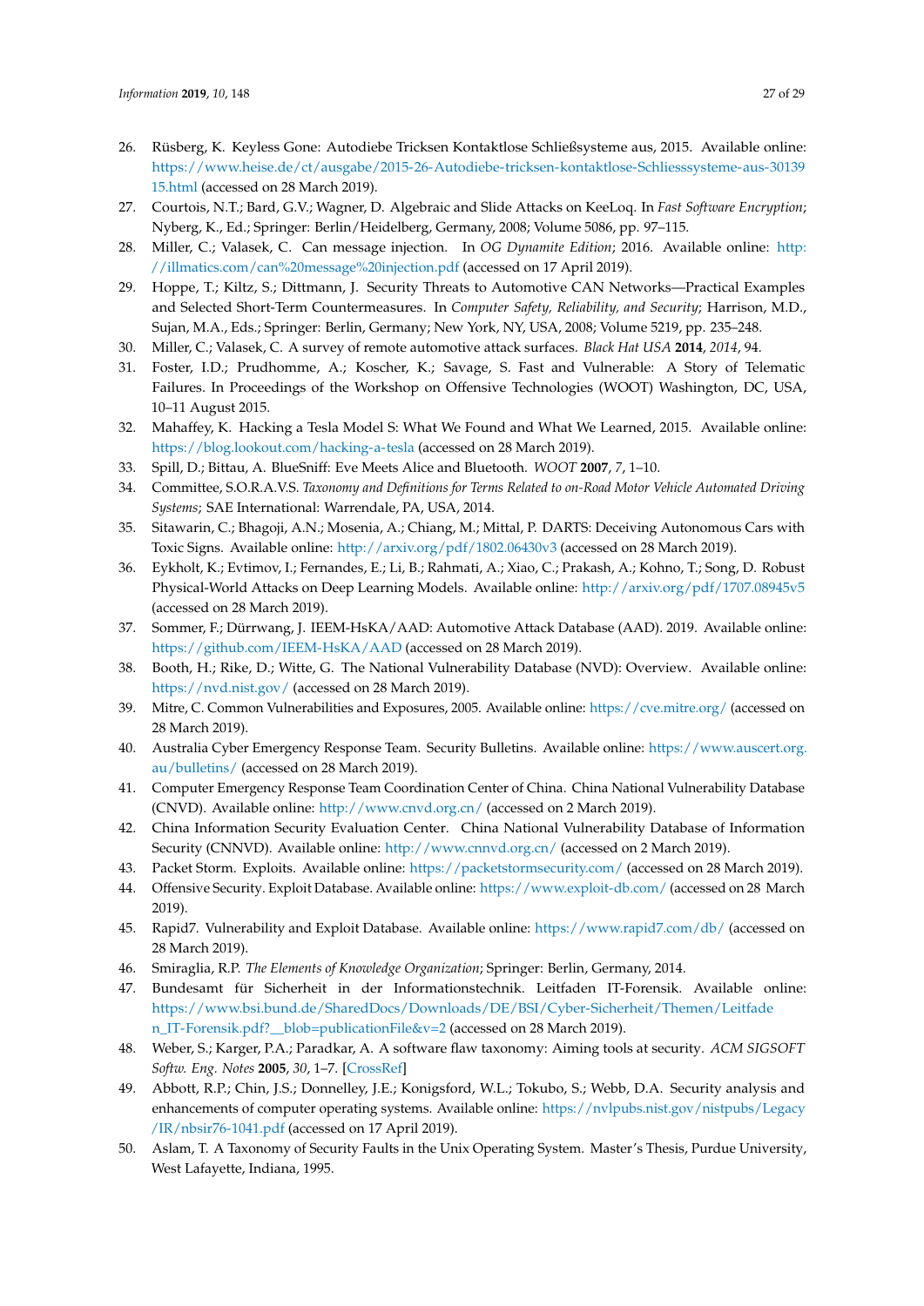26. Rüsberg, K. Keyless Gone: Autodiebe Tricksen Kontaktlose Schließsysteme aus, 2015. Available online: https://www.heise.de/ct/ausgabe/2015-26-Autodiebe-tricksen-kontaktlose-Schliesssysteme-aus-3013915.html (accessed on 28 March 2019).
27. Courtois, N.T.; Bard, G.V.; Wagner, D. Algebraic and Slide Attacks on KeeLoq. In *Fast Software Encryption*; Nyberg, K., Ed.; Springer: Berlin/Heidelberg, Germany, 2008; Volume 5086, pp. 97–115.
28. Miller, C.; Valasek, C. Can message injection. In *OG Dynamite Edition*; 2016. Available online: http://illmatics.com/can%20message%20injection.pdf (accessed on 17 April 2019).
29. Hoppe, T.; Kiltz, S.; Dittmann, J. Security Threats to Automotive CAN Networks—Practical Examples and Selected Short-Term Countermeasures. In *Computer Safety, Reliability, and Security*; Harrison, M.D., Sujan, M.A., Eds.; Springer: Berlin, Germany; New York, NY, USA, 2008; Volume 5219, pp. 235–248.
30. Miller, C.; Valasek, C. A survey of remote automotive attack surfaces. *Black Hat USA* **2014**, *2014*, 94.
31. Foster, I.D.; Prudhomme, A.; Koscher, K.; Savage, S. Fast and Vulnerable: A Story of Telematic Failures. In Proceedings of the Workshop on Offensive Technologies (WOOT) Washington, DC, USA, 10–11 August 2015.
32. Mahaffey, K. Hacking a Tesla Model S: What We Found and What We Learned, 2015. Available online: https://blog.lookout.com/hacking-a-tesla (accessed on 28 March 2019).
33. Spill, D.; Bittau, A. BlueSniff: Eve Meets Alice and Bluetooth. *WOOT* **2007**, *7*, 1–10.
34. Committee, S.O.R.A.V.S. *Taxonomy and Definitions for Terms Related to on-Road Motor Vehicle Automated Driving Systems*; SAE International: Warrendale, PA, USA, 2014.
35. Sitawarin, C.; Bhagoji, A.N.; Mosenia, A.; Chiang, M.; Mittal, P. DARTS: Deceiving Autonomous Cars with Toxic Signs. Available online: http://arxiv.org/pdf/1802.06430v3 (accessed on 28 March 2019).
36. Eykholt, K.; Evtimov, I.; Fernandes, E.; Li, B.; Rahmati, A.; Xiao, C.; Prakash, A.; Kohno, T.; Song, D. Robust Physical-World Attacks on Deep Learning Models. Available online: http://arxiv.org/pdf/1707.08945v5 (accessed on 28 March 2019).
37. Sommer, F.; Dürrwang, J. IEEM-HsKA/AAD: Automotive Attack Database (AAD). 2019. Available online: https://github.com/IEEM-HsKA/AAD (accessed on 28 March 2019).
38. Booth, H.; Rike, D.; Witte, G. The National Vulnerability Database (NVD): Overview. Available online: https://nvd.nist.gov/ (accessed on 28 March 2019).
39. Mitre, C. Common Vulnerabilities and Exposures, 2005. Available online: https://cve.mitre.org/ (accessed on 28 March 2019).
40. Australia Cyber Emergency Response Team. Security Bulletins. Available online: https://www.auscert.org.au/bulletins/ (accessed on 28 March 2019).
41. Computer Emergency Response Team Coordination Center of China. China National Vulnerability Database (CNVD). Available online: http://www.cnvd.org.cn/ (accessed on 2 March 2019).
42. China Information Security Evaluation Center. China National Vulnerability Database of Information Security (CNNVD). Available online: http://www.cnnvd.org.cn/ (accessed on 2 March 2019).
43. Packet Storm. Exploits. Available online: https://packetstormsecurity.com/ (accessed on 28 March 2019).
44. Offensive Security. Exploit Database. Available online: https://www.exploit-db.com/ (accessed on 28 March 2019).
45. Rapid7. Vulnerability and Exploit Database. Available online: https://www.rapid7.com/db/ (accessed on 28 March 2019).
46. Smiraglia, R.P. *The Elements of Knowledge Organization*; Springer: Berlin, Germany, 2014.
47. Bundesamt für Sicherheit in der Informationstechnik. Leitfaden IT-Forensik. Available online: https://www.bsi.bund.de/SharedDocs/Downloads/DE/BSI/Cyber-Sicherheit/Themen/Leitfaden_IT-Forensik.pdf?__blob=publicationFile&v=2 (accessed on 28 March 2019).
48. Weber, S.; Karger, P.A.; Paradkar, A. A software flaw taxonomy: Aiming tools at security. *ACM SIGSOFT Softw. Eng. Notes* **2005**, *30*, 1–7. [CrossRef]
49. Abbott, R.P.; Chin, J.S.; Donnelley, J.E.; Konigsford, W.L.; Tokubo, S.; Webb, D.A. Security analysis and enhancements of computer operating systems. Available online: https://nvlpubs.nist.gov/nistpubs/Legacy/IR/nbsir76-1041.pdf (accessed on 17 April 2019).
50. Aslam, T. A Taxonomy of Security Faults in the Unix Operating System. Master's Thesis, Purdue University, West Lafayette, Indiana, 1995.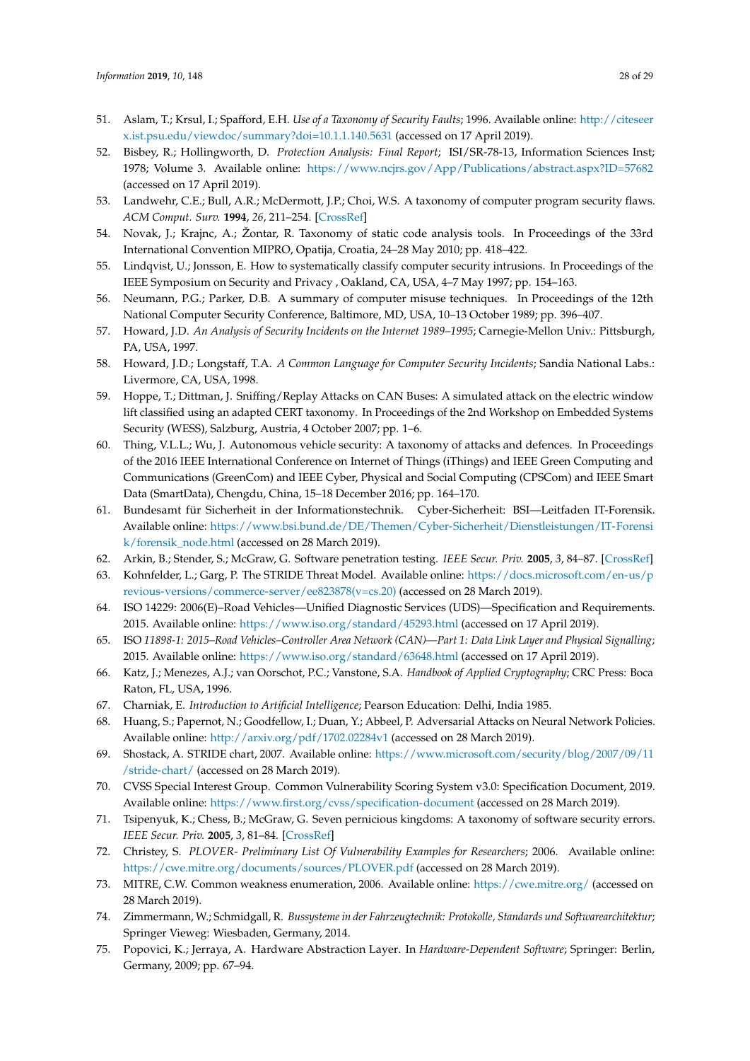51. Aslam, T.; Krsul, I.; Spafford, E.H. *Use of a Taxonomy of Security Faults*; 1996. Available online: http://citeseerx.ist.psu.edu/viewdoc/summary?doi=10.1.1.140.5631 (accessed on 17 April 2019).
52. Bisbey, R.; Hollingworth, D. *Protection Analysis: Final Report*; ISI/SR-78-13, Information Sciences Inst; 1978; Volume 3. Available online: https://www.ncjrs.gov/App/Publications/abstract.aspx?ID=57682 (accessed on 17 April 2019).
53. Landwehr, C.E.; Bull, A.R.; McDermott, J.P.; Choi, W.S. A taxonomy of computer program security flaws. *ACM Comput. Surv.* **1994**, *26*, 211–254. [CrossRef]
54. Novak, J.; Krajnc, A.; Žontar, R. Taxonomy of static code analysis tools. In Proceedings of the 33rd International Convention MIPRO, Opatija, Croatia, 24–28 May 2010; pp. 418–422.
55. Lindqvist, U.; Jonsson, E. How to systematically classify computer security intrusions. In Proceedings of the IEEE Symposium on Security and Privacy , Oakland, CA, USA, 4–7 May 1997; pp. 154–163.
56. Neumann, P.G.; Parker, D.B. A summary of computer misuse techniques. In Proceedings of the 12th National Computer Security Conference, Baltimore, MD, USA, 10–13 October 1989; pp. 396–407.
57. Howard, J.D. *An Analysis of Security Incidents on the Internet 1989–1995*; Carnegie-Mellon Univ.: Pittsburgh, PA, USA, 1997.
58. Howard, J.D.; Longstaff, T.A. *A Common Language for Computer Security Incidents*; Sandia National Labs.: Livermore, CA, USA, 1998.
59. Hoppe, T.; Dittman, J. Sniffing/Replay Attacks on CAN Buses: A simulated attack on the electric window lift classified using an adapted CERT taxonomy. In Proceedings of the 2nd Workshop on Embedded Systems Security (WESS), Salzburg, Austria, 4 October 2007; pp. 1–6.
60. Thing, V.L.L.; Wu, J. Autonomous vehicle security: A taxonomy of attacks and defences. In Proceedings of the 2016 IEEE International Conference on Internet of Things (iThings) and IEEE Green Computing and Communications (GreenCom) and IEEE Cyber, Physical and Social Computing (CPSCom) and IEEE Smart Data (SmartData), Chengdu, China, 15–18 December 2016; pp. 164–170.
61. Bundesamt für Sicherheit in der Informationstechnik. Cyber-Sicherheit: BSI—Leitfaden IT-Forensik. Available online: https://www.bsi.bund.de/DE/Themen/Cyber-Sicherheit/Dienstleistungen/IT-Forensik/forensik_node.html (accessed on 28 March 2019).
62. Arkin, B.; Stender, S.; McGraw, G. Software penetration testing. *IEEE Secur. Priv.* **2005**, *3*, 84–87. [CrossRef]
63. Kohnfelder, L.; Garg, P. The STRIDE Threat Model. Available online: https://docs.microsoft.com/en-us/previous-versions/commerce-server/ee823878(v=cs.20) (accessed on 28 March 2019).
64. ISO 14229: 2006(E)–Road Vehicles—Unified Diagnostic Services (UDS)—Specification and Requirements. 2015. Available online: https://www.iso.org/standard/45293.html (accessed on 17 April 2019).
65. ISO *11898-1: 2015–Road Vehicles–Controller Area Network (CAN)—Part 1: Data Link Layer and Physical Signalling*; 2015. Available online: https://www.iso.org/standard/63648.html (accessed on 17 April 2019).
66. Katz, J.; Menezes, A.J.; van Oorschot, P.C.; Vanstone, S.A. *Handbook of Applied Cryptography*; CRC Press: Boca Raton, FL, USA, 1996.
67. Charniak, E. *Introduction to Artificial Intelligence*; Pearson Education: Delhi, India 1985.
68. Huang, S.; Papernot, N.; Goodfellow, I.; Duan, Y.; Abbeel, P. Adversarial Attacks on Neural Network Policies. Available online: http://arxiv.org/pdf/1702.02284v1 (accessed on 28 March 2019).
69. Shostack, A. STRIDE chart, 2007. Available online: https://www.microsoft.com/security/blog/2007/09/11/stride-chart/ (accessed on 28 March 2019).
70. CVSS Special Interest Group. Common Vulnerability Scoring System v3.0: Specification Document, 2019. Available online: https://www.first.org/cvss/specification-document (accessed on 28 March 2019).
71. Tsipenyuk, K.; Chess, B.; McGraw, G. Seven pernicious kingdoms: A taxonomy of software security errors. *IEEE Secur. Priv.* **2005**, *3*, 81–84. [CrossRef]
72. Christey, S. *PLOVER- Preliminary List Of Vulnerability Examples for Researchers*; 2006. Available online: https://cwe.mitre.org/documents/sources/PLOVER.pdf (accessed on 28 March 2019).
73. MITRE, C.W. Common weakness enumeration, 2006. Available online: https://cwe.mitre.org/ (accessed on 28 March 2019).
74. Zimmermann, W.; Schmidgall, R. *Bussysteme in der Fahrzeugtechnik: Protokolle, Standards und Softwarearchitektur*; Springer Vieweg: Wiesbaden, Germany, 2014.
75. Popovici, K.; Jerraya, A. Hardware Abstraction Layer. In *Hardware-Dependent Software*; Springer: Berlin, Germany, 2009; pp. 67–94.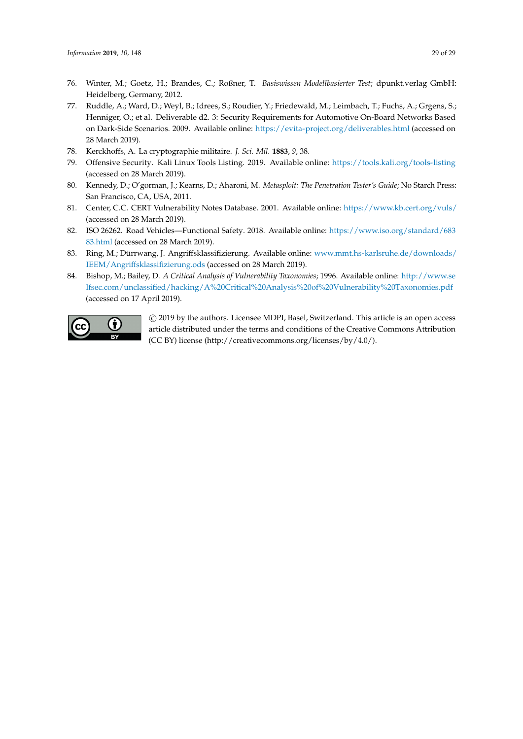76. Winter, M.; Goetz, H.; Brandes, C.; Roßner, T. *Basiswissen Modellbasierter Test*; dpunkt.verlag GmbH: Heidelberg, Germany, 2012.
77. Ruddle, A.; Ward, D.; Weyl, B.; Idrees, S.; Roudier, Y.; Friedewald, M.; Leimbach, T.; Fuchs, A.; Grgens, S.; Henniger, O.; et al. Deliverable d2. 3: Security Requirements for Automotive On-Board Networks Based on Dark-Side Scenarios. 2009. Available online: https://evita-project.org/deliverables.html (accessed on 28 March 2019).
78. Kerckhoffs, A. La cryptographie militaire. *J. Sci. Mil.* **1883**, *9*, 38.
79. Offensive Security. Kali Linux Tools Listing. 2019. Available online: https://tools.kali.org/tools-listing (accessed on 28 March 2019).
80. Kennedy, D.; O'gorman, J.; Kearns, D.; Aharoni, M. *Metasploit: The Penetration Tester's Guide*; No Starch Press: San Francisco, CA, USA, 2011.
81. Center, C.C. CERT Vulnerability Notes Database. 2001. Available online: https://www.kb.cert.org/vuls/ (accessed on 28 March 2019).
82. ISO 26262. Road Vehicles—Functional Safety. 2018. Available online: https://www.iso.org/standard/68383.html (accessed on 28 March 2019).
83. Ring, M.; Dürrwang, J. Angriffsklassifizierung. Available online: www.mmt.hs-karlsruhe.de/downloads/IEEM/Angriffsklassifizierung.ods (accessed on 28 March 2019).
84. Bishop, M.; Bailey, D. *A Critical Analysis of Vulnerability Taxonomies*; 1996. Available online: http://www.selfsec.com/unclassified/hacking/A%20Critical%20Analysis%20of%20Vulnerability%20Taxonomies.pdf (accessed on 17 April 2019).

© 2019 by the authors. Licensee MDPI, Basel, Switzerland. This article is an open access article distributed under the terms and conditions of the Creative Commons Attribution (CC BY) license (http://creativecommons.org/licenses/by/4.0/).